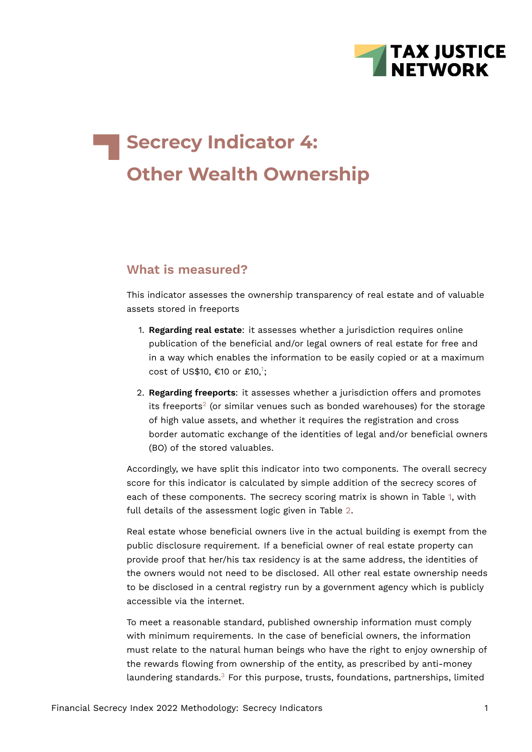# Secrecy Indicator 4: Other Wealth Ownership

## What is measured?

This indicator assesses the ownership transparency of real estate and of valuable assets stored in freeports

1. **Regarding real estate**: it assesses whether a jurisdiction requires online publication of the beneficial and/or legal owners of real estate for free and in a way which enables the information to be easily copied or at a maximum cost of US$10, €10 or £10,[1];
2. **Regarding freeports**: it assesses whether a jurisdiction offers and promotes its freeports[2] (or similar venues such as bonded warehouses) for the storage of high value assets, and whether it requires the registration and cross border automatic exchange of the identities of legal and/or beneficial owners (BO) of the stored valuables.

Accordingly, we have split this indicator into two components. The overall secrecy score for this indicator is calculated by simple addition of the secrecy scores of each of these components. The secrecy scoring matrix is shown in Table 1, with full details of the assessment logic given in Table 2.

Real estate whose beneficial owners live in the actual building is exempt from the public disclosure requirement. If a beneficial owner of real estate property can provide proof that her/his tax residency is at the same address, the identities of the owners would not need to be disclosed. All other real estate ownership needs to be disclosed in a central registry run by a government agency which is publicly accessible via the internet.

To meet a reasonable standard, published ownership information must comply with minimum requirements. In the case of beneficial owners, the information must relate to the natural human beings who have the right to enjoy ownership of the rewards flowing from ownership of the entity, as prescribed by anti-money laundering standards.[3] For this purpose, trusts, foundations, partnerships, limited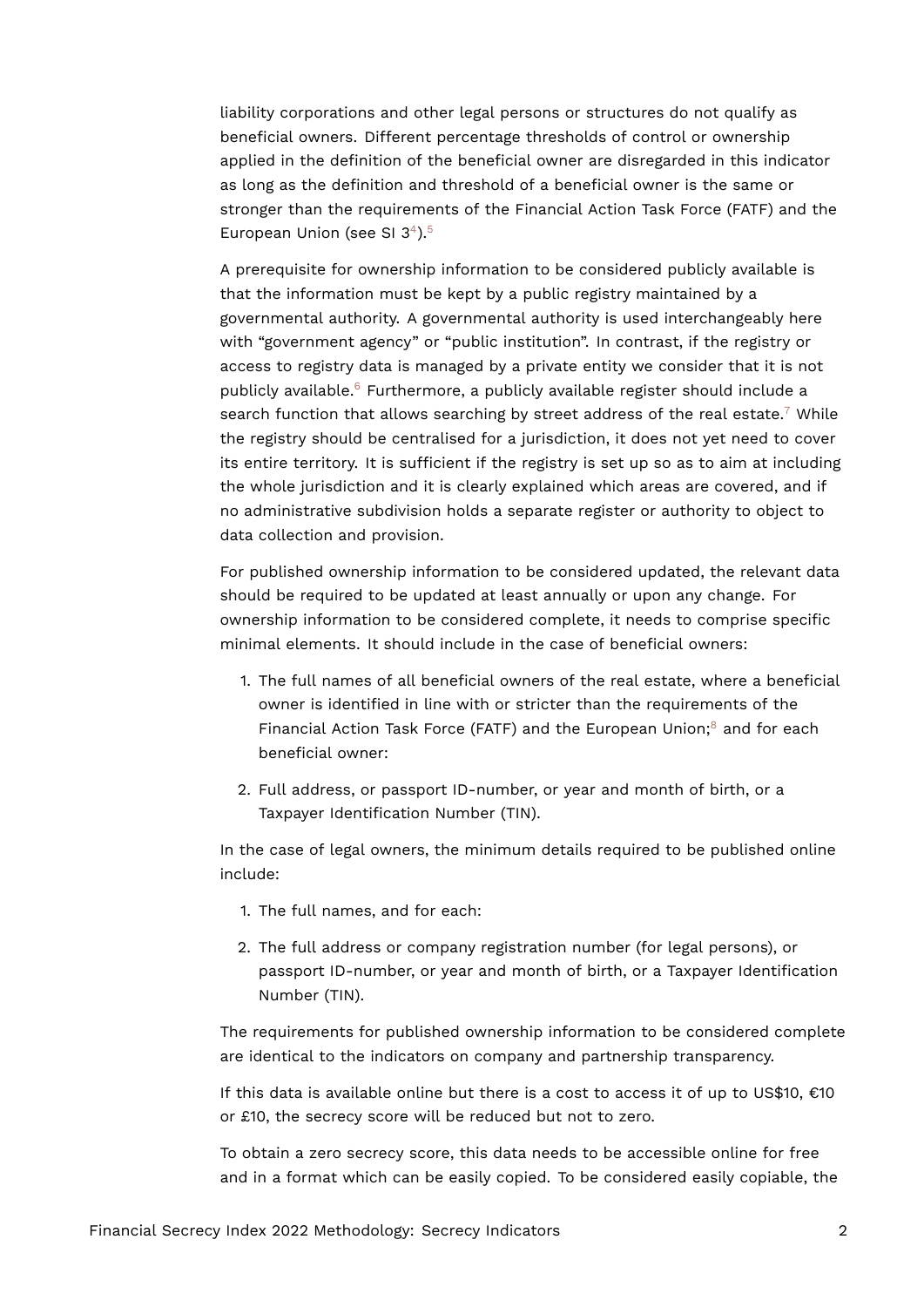liability corporations and other legal persons or structures do not qualify as beneficial owners. Different percentage thresholds of control or ownership applied in the definition of the beneficial owner are disregarded in this indicator as long as the definition and threshold of a beneficial owner is the same or stronger than the requirements of the Financial Action Task Force (FATF) and the European Union (see SI 3[4]).[5]

A prerequisite for ownership information to be considered publicly available is that the information must be kept by a public registry maintained by a governmental authority. A governmental authority is used interchangeably here with "government agency" or "public institution". In contrast, if the registry or access to registry data is managed by a private entity we consider that it is not publicly available.[6] Furthermore, a publicly available register should include a search function that allows searching by street address of the real estate.[7] While the registry should be centralised for a jurisdiction, it does not yet need to cover its entire territory. It is sufficient if the registry is set up so as to aim at including the whole jurisdiction and it is clearly explained which areas are covered, and if no administrative subdivision holds a separate register or authority to object to data collection and provision.

For published ownership information to be considered updated, the relevant data should be required to be updated at least annually or upon any change. For ownership information to be considered complete, it needs to comprise specific minimal elements. It should include in the case of beneficial owners:

1. The full names of all beneficial owners of the real estate, where a beneficial owner is identified in line with or stricter than the requirements of the Financial Action Task Force (FATF) and the European Union;[8] and for each beneficial owner:
2. Full address, or passport ID-number, or year and month of birth, or a Taxpayer Identification Number (TIN).

In the case of legal owners, the minimum details required to be published online include:

1. The full names, and for each:
2. The full address or company registration number (for legal persons), or passport ID-number, or year and month of birth, or a Taxpayer Identification Number (TIN).

The requirements for published ownership information to be considered complete are identical to the indicators on company and partnership transparency.

If this data is available online but there is a cost to access it of up to US$10, €10 or £10, the secrecy score will be reduced but not to zero.

To obtain a zero secrecy score, this data needs to be accessible online for free and in a format which can be easily copied. To be considered easily copiable, the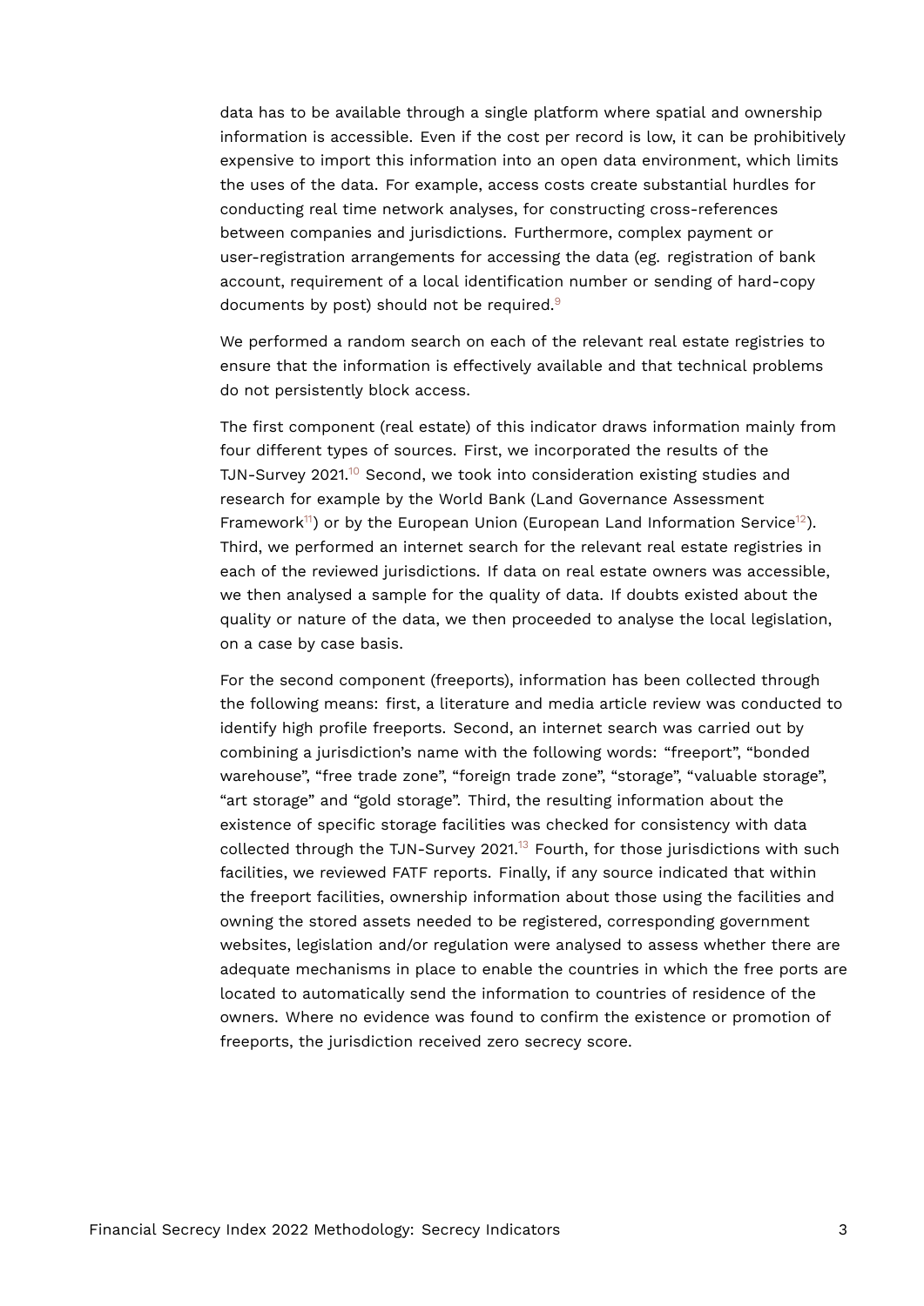data has to be available through a single platform where spatial and ownership information is accessible. Even if the cost per record is low, it can be prohibitively expensive to import this information into an open data environment, which limits the uses of the data. For example, access costs create substantial hurdles for conducting real time network analyses, for constructing cross-references between companies and jurisdictions. Furthermore, complex payment or user-registration arrangements for accessing the data (eg. registration of bank account, requirement of a local identification number or sending of hard-copy documents by post) should not be required.[9]

We performed a random search on each of the relevant real estate registries to ensure that the information is effectively available and that technical problems do not persistently block access.

The first component (real estate) of this indicator draws information mainly from four different types of sources. First, we incorporated the results of the TJN-Survey 2021.[10] Second, we took into consideration existing studies and research for example by the World Bank (Land Governance Assessment Framework[11]) or by the European Union (European Land Information Service[12]). Third, we performed an internet search for the relevant real estate registries in each of the reviewed jurisdictions. If data on real estate owners was accessible, we then analysed a sample for the quality of data. If doubts existed about the quality or nature of the data, we then proceeded to analyse the local legislation, on a case by case basis.

For the second component (freeports), information has been collected through the following means: first, a literature and media article review was conducted to identify high profile freeports. Second, an internet search was carried out by combining a jurisdiction's name with the following words: "freeport", "bonded warehouse", "free trade zone", "foreign trade zone", "storage", "valuable storage", "art storage" and "gold storage". Third, the resulting information about the existence of specific storage facilities was checked for consistency with data collected through the TJN-Survey 2021.[13] Fourth, for those jurisdictions with such facilities, we reviewed FATF reports. Finally, if any source indicated that within the freeport facilities, ownership information about those using the facilities and owning the stored assets needed to be registered, corresponding government websites, legislation and/or regulation were analysed to assess whether there are adequate mechanisms in place to enable the countries in which the free ports are located to automatically send the information to countries of residence of the owners. Where no evidence was found to confirm the existence or promotion of freeports, the jurisdiction received zero secrecy score.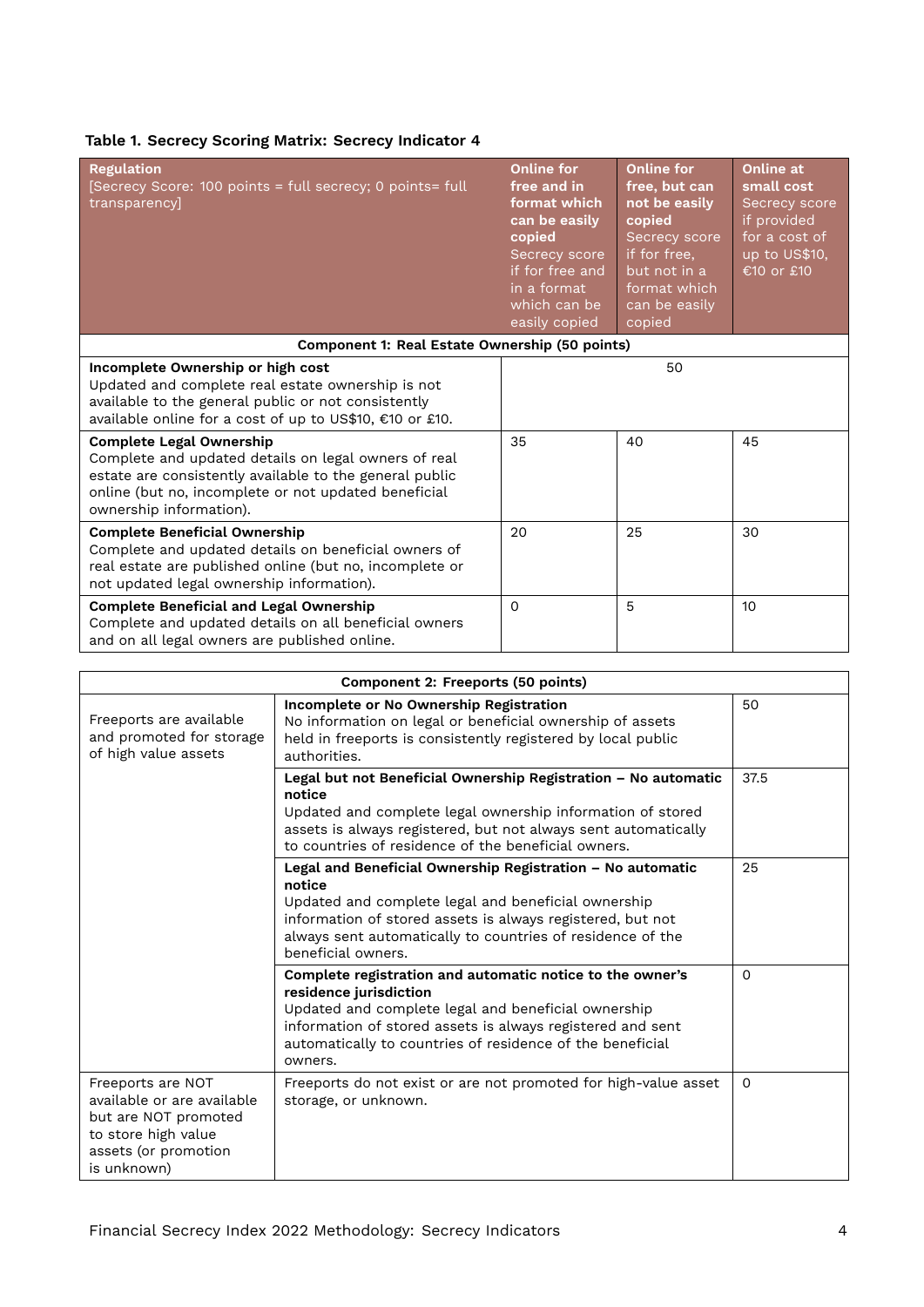**Table 1. Secrecy Scoring Matrix: Secrecy Indicator 4**

| **Regulation** [Secrecy Score: 100 points = full secrecy; 0 points= full transparency] | **Online for free and in format which can be easily copied** Secrecy score if for free and in a format which can be easily copied | **Online for free, but can not be easily copied** Secrecy score if for free, but not in a format which can be easily copied | **Online at small cost** Secrecy score if provided for a cost of up to US$10, €10 or £10 |
|---|---|---|---|
| **Component 1: Real Estate Ownership (50 points)** | | | |
| **Incomplete Ownership or high cost** Updated and complete real estate ownership is not available to the general public or not consistently available online for a cost of up to US$10, €10 or £10. | 50 | | |
| **Complete Legal Ownership** Complete and updated details on legal owners of real estate are consistently available to the general public online (but no, incomplete or not updated beneficial ownership information). | 35 | 40 | 45 |
| **Complete Beneficial Ownership** Complete and updated details on beneficial owners of real estate are published online (but no, incomplete or not updated legal ownership information). | 20 | 25 | 30 |
| **Complete Beneficial and Legal Ownership** Complete and updated details on all beneficial owners and on all legal owners are published online. | 0 | 5 | 10 |

| **Component 2: Freeports (50 points)** | | |
|---|---|---|
| Freeports are available and promoted for storage of high value assets | **Incomplete or No Ownership Registration** No information on legal or beneficial ownership of assets held in freeports is consistently registered by local public authorities. | 50 |
| | **Legal but not Beneficial Ownership Registration – No automatic notice** Updated and complete legal ownership information of stored assets is always registered, but not always sent automatically to countries of residence of the beneficial owners. | 37.5 |
| | **Legal and Beneficial Ownership Registration – No automatic notice** Updated and complete legal and beneficial ownership information of stored assets is always registered, but not always sent automatically to countries of residence of the beneficial owners. | 25 |
| | **Complete registration and automatic notice to the owner's residence jurisdiction** Updated and complete legal and beneficial ownership information of stored assets is always registered and sent automatically to countries of residence of the beneficial owners. | 0 |
| Freeports are NOT available or are available but are NOT promoted to store high value assets (or promotion is unknown) | Freeports do not exist or are not promoted for high-value asset storage, or unknown. | 0 |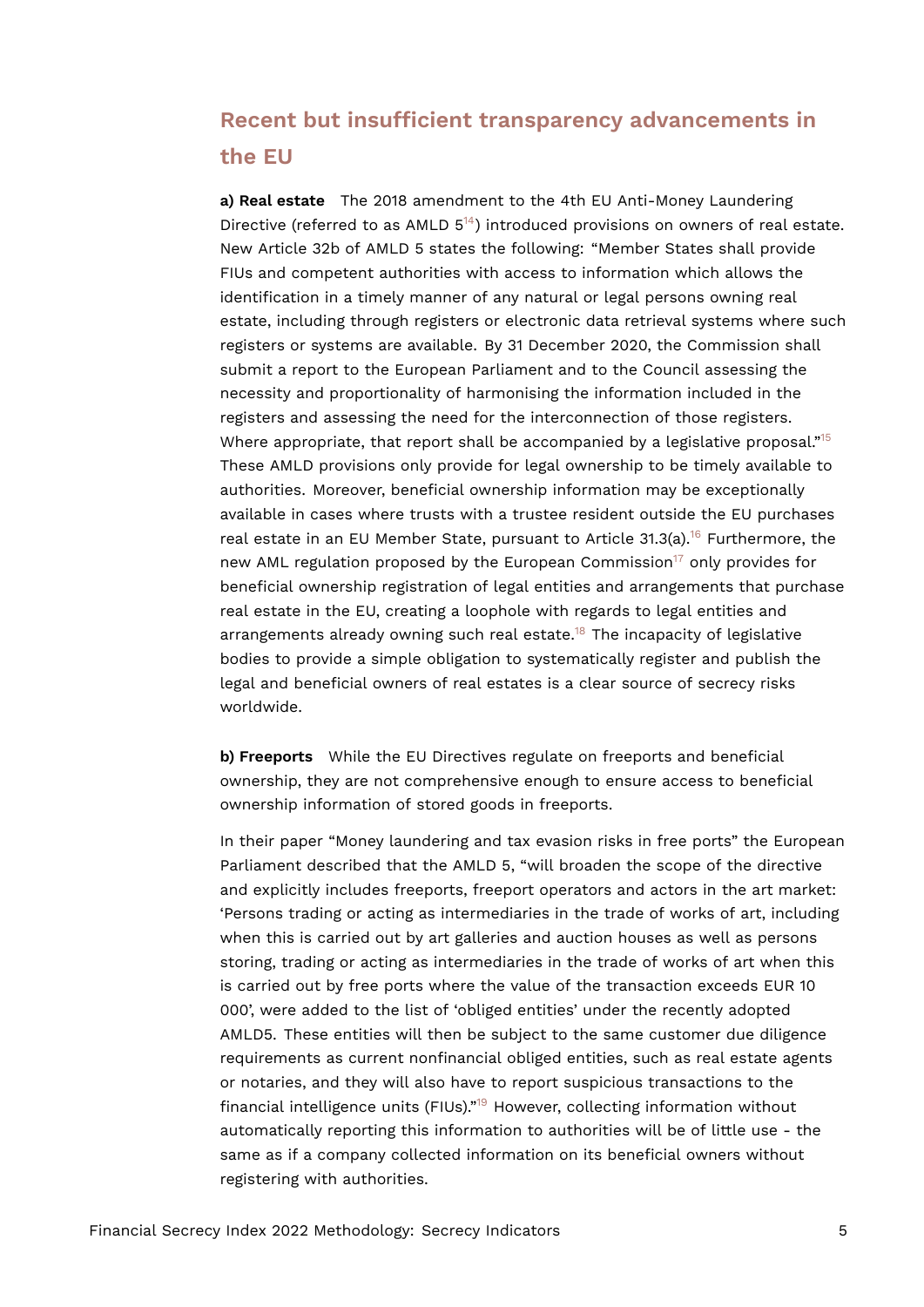## Recent but insufficient transparency advancements in the EU

**a) Real estate** The 2018 amendment to the 4th EU Anti-Money Laundering Directive (referred to as AMLD 5[14]) introduced provisions on owners of real estate. New Article 32b of AMLD 5 states the following: "Member States shall provide FIUs and competent authorities with access to information which allows the identification in a timely manner of any natural or legal persons owning real estate, including through registers or electronic data retrieval systems where such registers or systems are available. By 31 December 2020, the Commission shall submit a report to the European Parliament and to the Council assessing the necessity and proportionality of harmonising the information included in the registers and assessing the need for the interconnection of those registers. Where appropriate, that report shall be accompanied by a legislative proposal."[15] These AMLD provisions only provide for legal ownership to be timely available to authorities. Moreover, beneficial ownership information may be exceptionally available in cases where trusts with a trustee resident outside the EU purchases real estate in an EU Member State, pursuant to Article 31.3(a).[16] Furthermore, the new AML regulation proposed by the European Commission[17] only provides for beneficial ownership registration of legal entities and arrangements that purchase real estate in the EU, creating a loophole with regards to legal entities and arrangements already owning such real estate.[18] The incapacity of legislative bodies to provide a simple obligation to systematically register and publish the legal and beneficial owners of real estates is a clear source of secrecy risks worldwide.

**b) Freeports** While the EU Directives regulate on freeports and beneficial ownership, they are not comprehensive enough to ensure access to beneficial ownership information of stored goods in freeports.

In their paper "Money laundering and tax evasion risks in free ports" the European Parliament described that the AMLD 5, "will broaden the scope of the directive and explicitly includes freeports, freeport operators and actors in the art market: 'Persons trading or acting as intermediaries in the trade of works of art, including when this is carried out by art galleries and auction houses as well as persons storing, trading or acting as intermediaries in the trade of works of art when this is carried out by free ports where the value of the transaction exceeds EUR 10 000', were added to the list of 'obliged entities' under the recently adopted AMLD5. These entities will then be subject to the same customer due diligence requirements as current nonfinancial obliged entities, such as real estate agents or notaries, and they will also have to report suspicious transactions to the financial intelligence units (FIUs)."[19] However, collecting information without automatically reporting this information to authorities will be of little use - the same as if a company collected information on its beneficial owners without registering with authorities.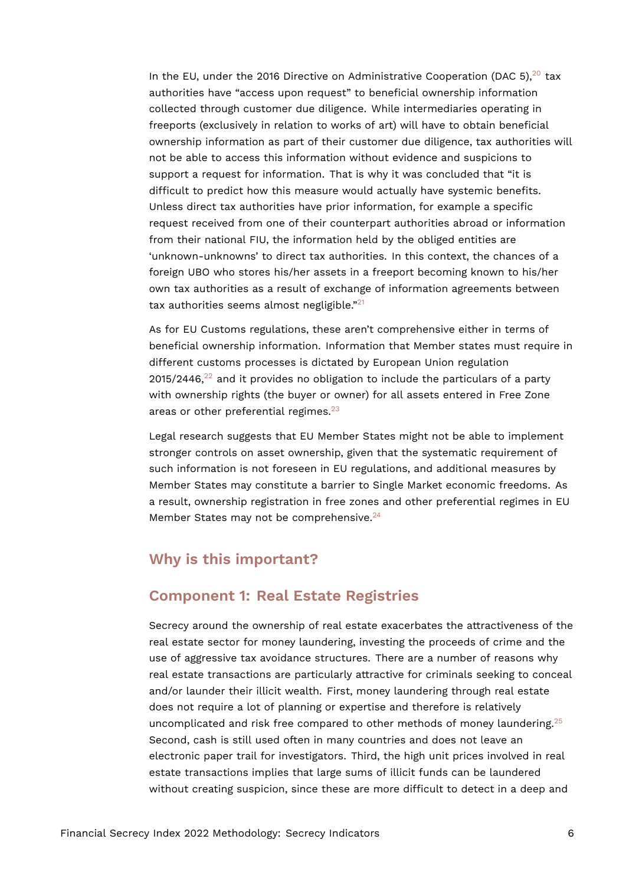In the EU, under the 2016 Directive on Administrative Cooperation (DAC 5),[20] tax authorities have "access upon request" to beneficial ownership information collected through customer due diligence. While intermediaries operating in freeports (exclusively in relation to works of art) will have to obtain beneficial ownership information as part of their customer due diligence, tax authorities will not be able to access this information without evidence and suspicions to support a request for information. That is why it was concluded that "it is difficult to predict how this measure would actually have systemic benefits. Unless direct tax authorities have prior information, for example a specific request received from one of their counterpart authorities abroad or information from their national FIU, the information held by the obliged entities are 'unknown-unknowns' to direct tax authorities. In this context, the chances of a foreign UBO who stores his/her assets in a freeport becoming known to his/her own tax authorities as a result of exchange of information agreements between tax authorities seems almost negligible."[21]

As for EU Customs regulations, these aren't comprehensive either in terms of beneficial ownership information. Information that Member states must require in different customs processes is dictated by European Union regulation 2015/2446,[22] and it provides no obligation to include the particulars of a party with ownership rights (the buyer or owner) for all assets entered in Free Zone areas or other preferential regimes.[23]

Legal research suggests that EU Member States might not be able to implement stronger controls on asset ownership, given that the systematic requirement of such information is not foreseen in EU regulations, and additional measures by Member States may constitute a barrier to Single Market economic freedoms. As a result, ownership registration in free zones and other preferential regimes in EU Member States may not be comprehensive.[24]

## Why is this important?

## Component 1: Real Estate Registries

Secrecy around the ownership of real estate exacerbates the attractiveness of the real estate sector for money laundering, investing the proceeds of crime and the use of aggressive tax avoidance structures. There are a number of reasons why real estate transactions are particularly attractive for criminals seeking to conceal and/or launder their illicit wealth. First, money laundering through real estate does not require a lot of planning or expertise and therefore is relatively uncomplicated and risk free compared to other methods of money laundering.[25] Second, cash is still used often in many countries and does not leave an electronic paper trail for investigators. Third, the high unit prices involved in real estate transactions implies that large sums of illicit funds can be laundered without creating suspicion, since these are more difficult to detect in a deep and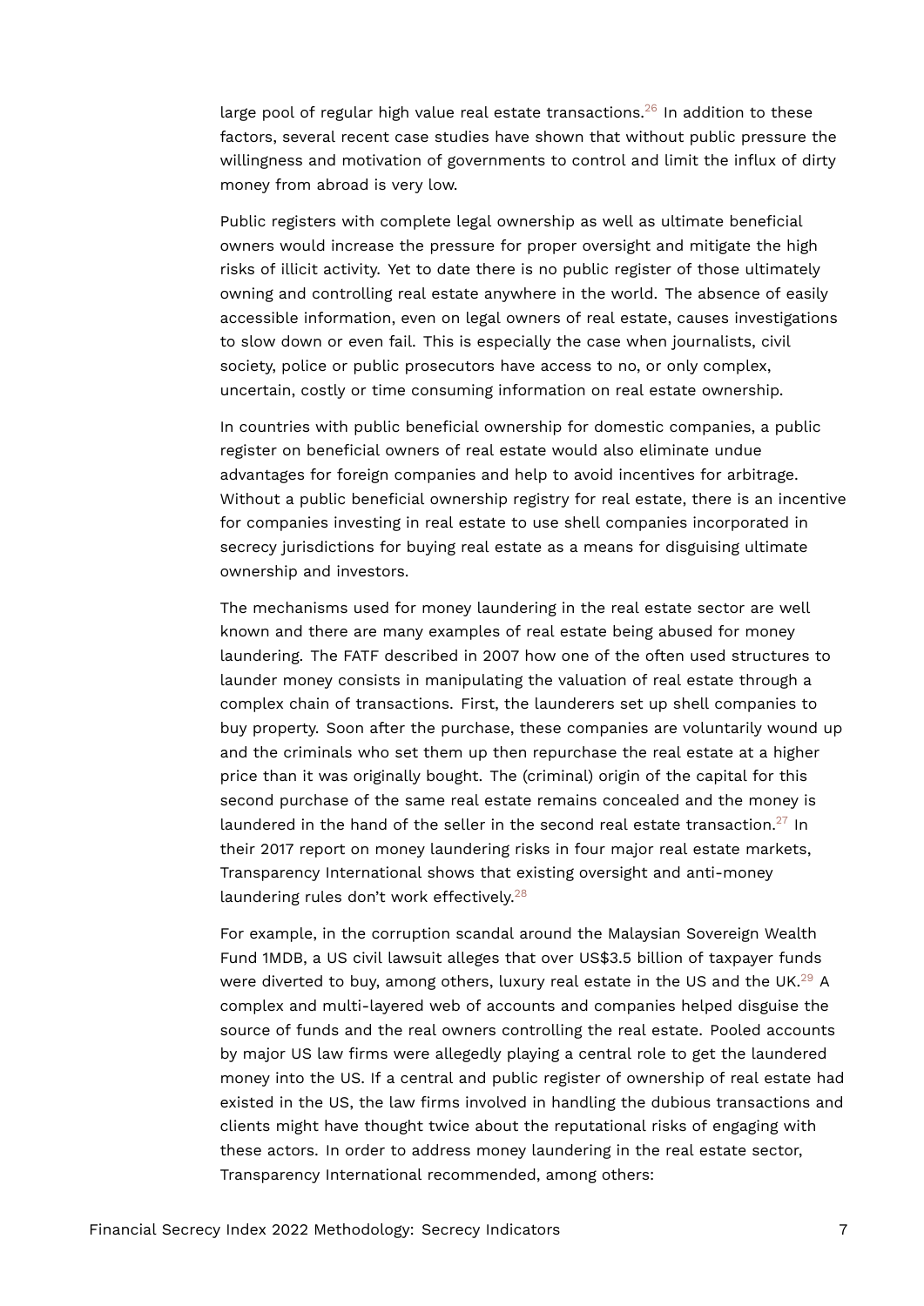large pool of regular high value real estate transactions.[26] In addition to these factors, several recent case studies have shown that without public pressure the willingness and motivation of governments to control and limit the influx of dirty money from abroad is very low.

Public registers with complete legal ownership as well as ultimate beneficial owners would increase the pressure for proper oversight and mitigate the high risks of illicit activity. Yet to date there is no public register of those ultimately owning and controlling real estate anywhere in the world. The absence of easily accessible information, even on legal owners of real estate, causes investigations to slow down or even fail. This is especially the case when journalists, civil society, police or public prosecutors have access to no, or only complex, uncertain, costly or time consuming information on real estate ownership.

In countries with public beneficial ownership for domestic companies, a public register on beneficial owners of real estate would also eliminate undue advantages for foreign companies and help to avoid incentives for arbitrage. Without a public beneficial ownership registry for real estate, there is an incentive for companies investing in real estate to use shell companies incorporated in secrecy jurisdictions for buying real estate as a means for disguising ultimate ownership and investors.

The mechanisms used for money laundering in the real estate sector are well known and there are many examples of real estate being abused for money laundering. The FATF described in 2007 how one of the often used structures to launder money consists in manipulating the valuation of real estate through a complex chain of transactions. First, the launderers set up shell companies to buy property. Soon after the purchase, these companies are voluntarily wound up and the criminals who set them up then repurchase the real estate at a higher price than it was originally bought. The (criminal) origin of the capital for this second purchase of the same real estate remains concealed and the money is laundered in the hand of the seller in the second real estate transaction.[27] In their 2017 report on money laundering risks in four major real estate markets, Transparency International shows that existing oversight and anti-money laundering rules don't work effectively.[28]

For example, in the corruption scandal around the Malaysian Sovereign Wealth Fund 1MDB, a US civil lawsuit alleges that over US$3.5 billion of taxpayer funds were diverted to buy, among others, luxury real estate in the US and the UK.[29] A complex and multi-layered web of accounts and companies helped disguise the source of funds and the real owners controlling the real estate. Pooled accounts by major US law firms were allegedly playing a central role to get the laundered money into the US. If a central and public register of ownership of real estate had existed in the US, the law firms involved in handling the dubious transactions and clients might have thought twice about the reputational risks of engaging with these actors. In order to address money laundering in the real estate sector, Transparency International recommended, among others: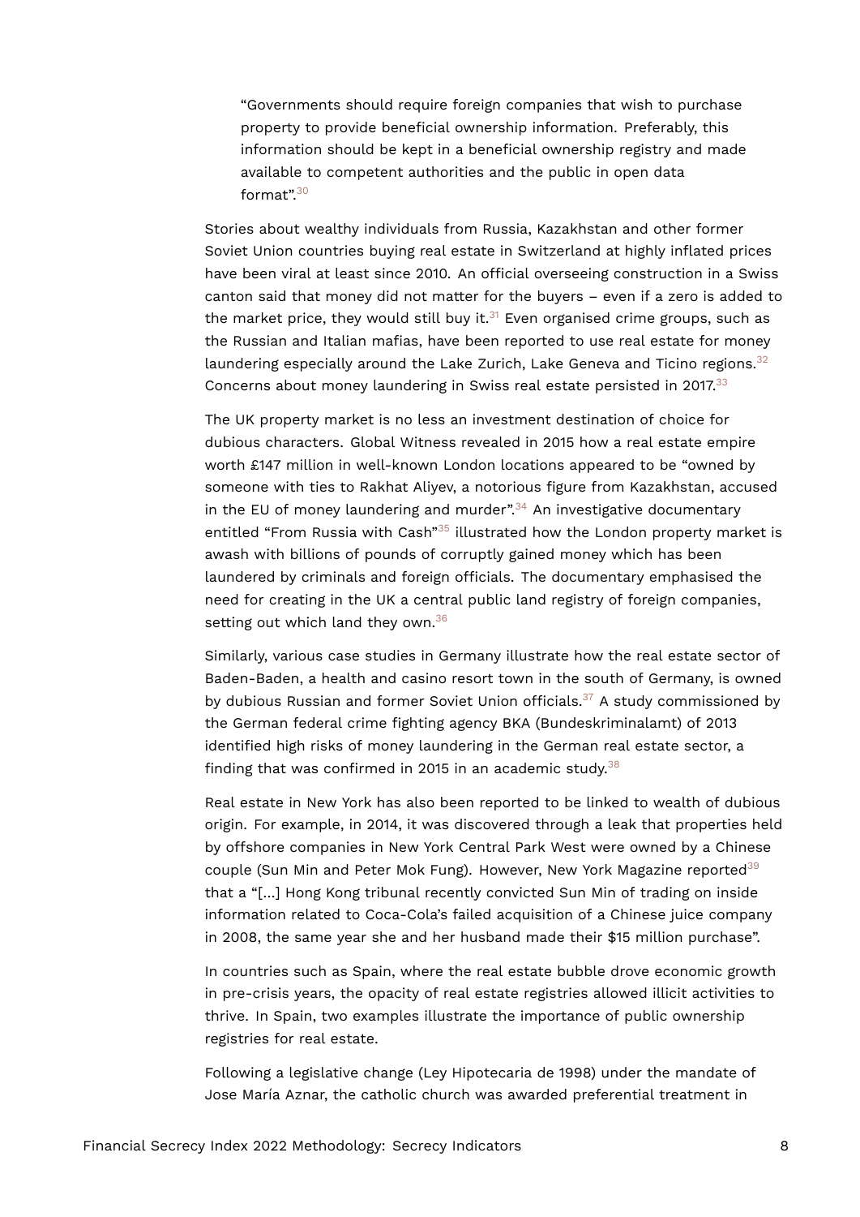> "Governments should require foreign companies that wish to purchase property to provide beneficial ownership information. Preferably, this information should be kept in a beneficial ownership registry and made available to competent authorities and the public in open data format".[30]

Stories about wealthy individuals from Russia, Kazakhstan and other former Soviet Union countries buying real estate in Switzerland at highly inflated prices have been viral at least since 2010. An official overseeing construction in a Swiss canton said that money did not matter for the buyers – even if a zero is added to the market price, they would still buy it.[31] Even organised crime groups, such as the Russian and Italian mafias, have been reported to use real estate for money laundering especially around the Lake Zurich, Lake Geneva and Ticino regions.[32] Concerns about money laundering in Swiss real estate persisted in 2017.[33]

The UK property market is no less an investment destination of choice for dubious characters. Global Witness revealed in 2015 how a real estate empire worth £147 million in well-known London locations appeared to be "owned by someone with ties to Rakhat Aliyev, a notorious figure from Kazakhstan, accused in the EU of money laundering and murder".[34] An investigative documentary entitled "From Russia with Cash"[35] illustrated how the London property market is awash with billions of pounds of corruptly gained money which has been laundered by criminals and foreign officials. The documentary emphasised the need for creating in the UK a central public land registry of foreign companies, setting out which land they own.[36]

Similarly, various case studies in Germany illustrate how the real estate sector of Baden-Baden, a health and casino resort town in the south of Germany, is owned by dubious Russian and former Soviet Union officials.[37] A study commissioned by the German federal crime fighting agency BKA (Bundeskriminalamt) of 2013 identified high risks of money laundering in the German real estate sector, a finding that was confirmed in 2015 in an academic study.[38]

Real estate in New York has also been reported to be linked to wealth of dubious origin. For example, in 2014, it was discovered through a leak that properties held by offshore companies in New York Central Park West were owned by a Chinese couple (Sun Min and Peter Mok Fung). However, New York Magazine reported[39] that a "[...] Hong Kong tribunal recently convicted Sun Min of trading on inside information related to Coca-Cola's failed acquisition of a Chinese juice company in 2008, the same year she and her husband made their $15 million purchase".

In countries such as Spain, where the real estate bubble drove economic growth in pre-crisis years, the opacity of real estate registries allowed illicit activities to thrive. In Spain, two examples illustrate the importance of public ownership registries for real estate.

Following a legislative change (Ley Hipotecaria de 1998) under the mandate of Jose María Aznar, the catholic church was awarded preferential treatment in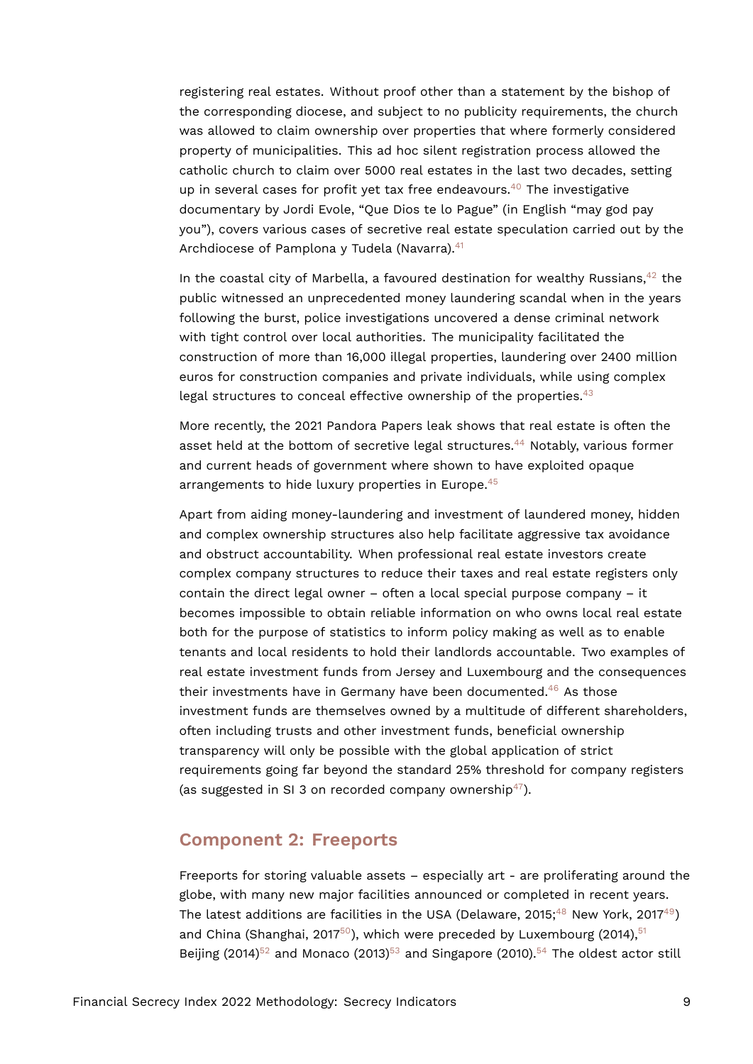registering real estates. Without proof other than a statement by the bishop of the corresponding diocese, and subject to no publicity requirements, the church was allowed to claim ownership over properties that where formerly considered property of municipalities. This ad hoc silent registration process allowed the catholic church to claim over 5000 real estates in the last two decades, setting up in several cases for profit yet tax free endeavours.[40] The investigative documentary by Jordi Evole, "Que Dios te lo Pague" (in English "may god pay you"), covers various cases of secretive real estate speculation carried out by the Archdiocese of Pamplona y Tudela (Navarra).[41]

In the coastal city of Marbella, a favoured destination for wealthy Russians,[42] the public witnessed an unprecedented money laundering scandal when in the years following the burst, police investigations uncovered a dense criminal network with tight control over local authorities. The municipality facilitated the construction of more than 16,000 illegal properties, laundering over 2400 million euros for construction companies and private individuals, while using complex legal structures to conceal effective ownership of the properties.[43]

More recently, the 2021 Pandora Papers leak shows that real estate is often the asset held at the bottom of secretive legal structures.[44] Notably, various former and current heads of government where shown to have exploited opaque arrangements to hide luxury properties in Europe.[45]

Apart from aiding money-laundering and investment of laundered money, hidden and complex ownership structures also help facilitate aggressive tax avoidance and obstruct accountability. When professional real estate investors create complex company structures to reduce their taxes and real estate registers only contain the direct legal owner – often a local special purpose company – it becomes impossible to obtain reliable information on who owns local real estate both for the purpose of statistics to inform policy making as well as to enable tenants and local residents to hold their landlords accountable. Two examples of real estate investment funds from Jersey and Luxembourg and the consequences their investments have in Germany have been documented.[46] As those investment funds are themselves owned by a multitude of different shareholders, often including trusts and other investment funds, beneficial ownership transparency will only be possible with the global application of strict requirements going far beyond the standard 25% threshold for company registers (as suggested in SI 3 on recorded company ownership[47]).

## Component 2: Freeports

Freeports for storing valuable assets – especially art - are proliferating around the globe, with many new major facilities announced or completed in recent years. The latest additions are facilities in the USA (Delaware, 2015;[48] New York, 2017[49]) and China (Shanghai, 2017[50]), which were preceded by Luxembourg (2014),[51] Beijing (2014)[52] and Monaco (2013)[53] and Singapore (2010).[54] The oldest actor still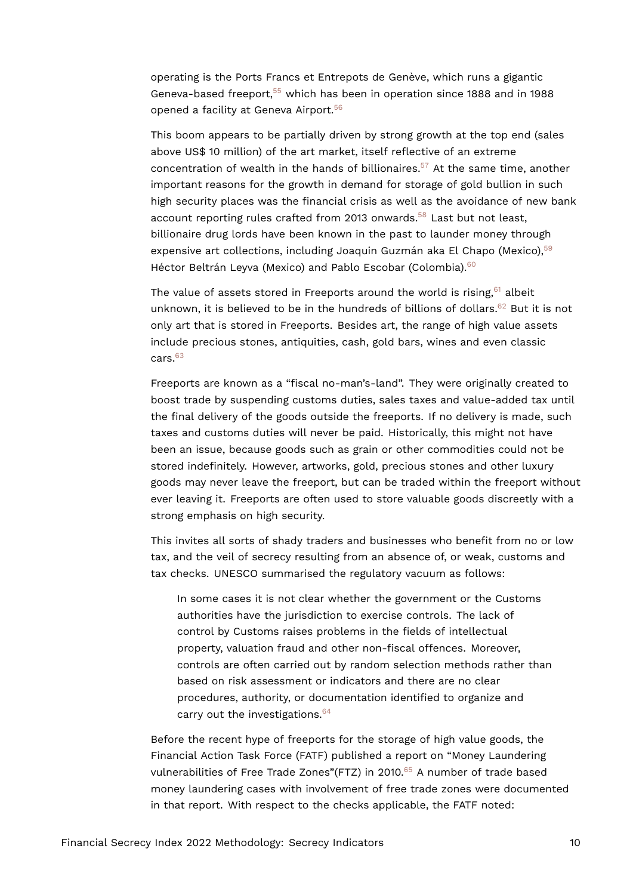operating is the Ports Francs et Entrepots de Genève, which runs a gigantic Geneva-based freeport,[55] which has been in operation since 1888 and in 1988 opened a facility at Geneva Airport.[56]

This boom appears to be partially driven by strong growth at the top end (sales above US$ 10 million) of the art market, itself reflective of an extreme concentration of wealth in the hands of billionaires.[57] At the same time, another important reasons for the growth in demand for storage of gold bullion in such high security places was the financial crisis as well as the avoidance of new bank account reporting rules crafted from 2013 onwards.[58] Last but not least, billionaire drug lords have been known in the past to launder money through expensive art collections, including Joaquin Guzmán aka El Chapo (Mexico),[59] Héctor Beltrán Leyva (Mexico) and Pablo Escobar (Colombia).[60]

The value of assets stored in Freeports around the world is rising,[61] albeit unknown, it is believed to be in the hundreds of billions of dollars.[62] But it is not only art that is stored in Freeports. Besides art, the range of high value assets include precious stones, antiquities, cash, gold bars, wines and even classic cars.[63]

Freeports are known as a “fiscal no-man’s-land”. They were originally created to boost trade by suspending customs duties, sales taxes and value-added tax until the final delivery of the goods outside the freeports. If no delivery is made, such taxes and customs duties will never be paid. Historically, this might not have been an issue, because goods such as grain or other commodities could not be stored indefinitely. However, artworks, gold, precious stones and other luxury goods may never leave the freeport, but can be traded within the freeport without ever leaving it. Freeports are often used to store valuable goods discreetly with a strong emphasis on high security.

This invites all sorts of shady traders and businesses who benefit from no or low tax, and the veil of secrecy resulting from an absence of, or weak, customs and tax checks. UNESCO summarised the regulatory vacuum as follows:

> In some cases it is not clear whether the government or the Customs authorities have the jurisdiction to exercise controls. The lack of control by Customs raises problems in the fields of intellectual property, valuation fraud and other non-fiscal offences. Moreover, controls are often carried out by random selection methods rather than based on risk assessment or indicators and there are no clear procedures, authority, or documentation identified to organize and carry out the investigations.[64]

Before the recent hype of freeports for the storage of high value goods, the Financial Action Task Force (FATF) published a report on “Money Laundering vulnerabilities of Free Trade Zones”(FTZ) in 2010.[65] A number of trade based money laundering cases with involvement of free trade zones were documented in that report. With respect to the checks applicable, the FATF noted: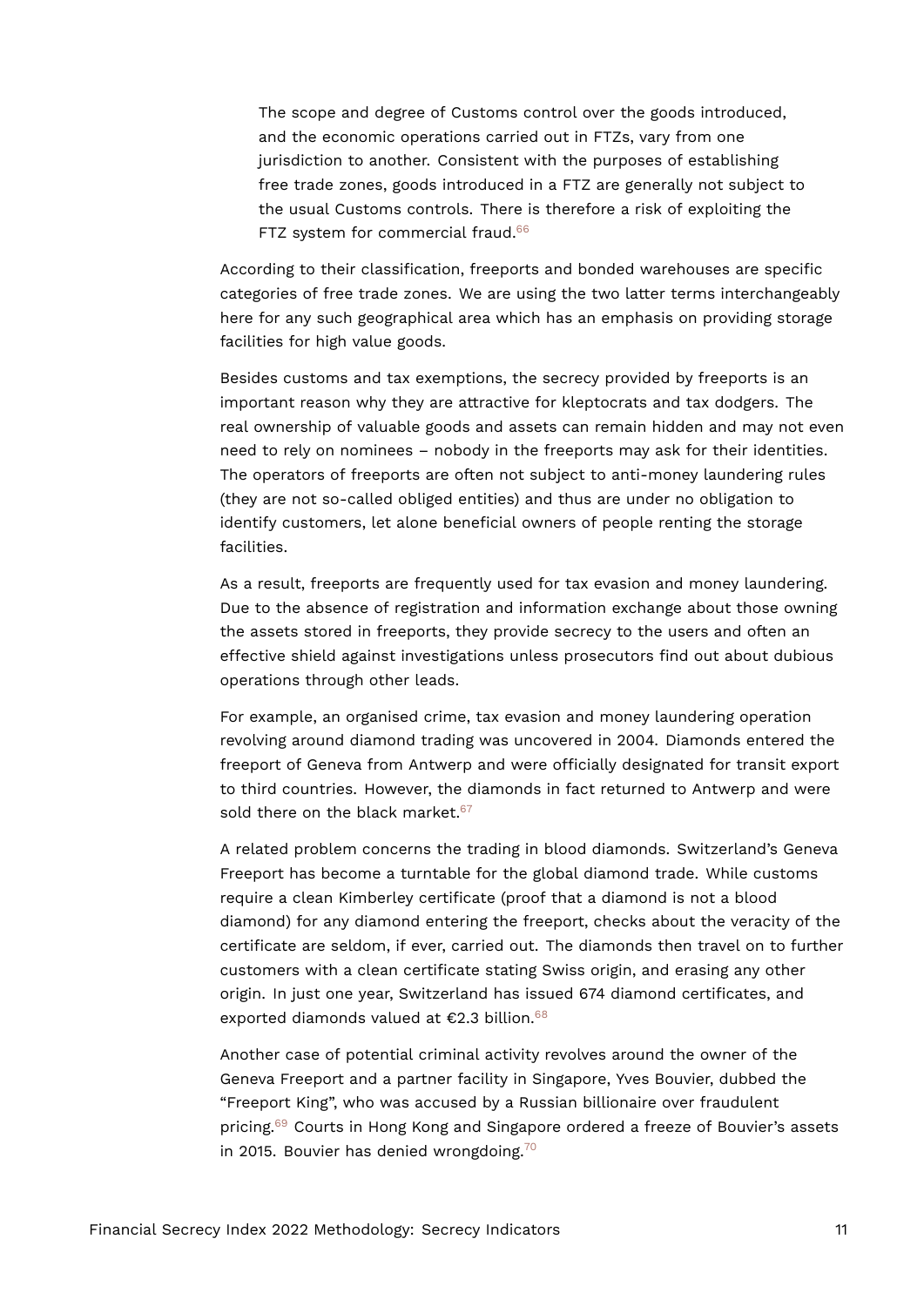> The scope and degree of Customs control over the goods introduced, and the economic operations carried out in FTZs, vary from one jurisdiction to another. Consistent with the purposes of establishing free trade zones, goods introduced in a FTZ are generally not subject to the usual Customs controls. There is therefore a risk of exploiting the FTZ system for commercial fraud.[66]

According to their classification, freeports and bonded warehouses are specific categories of free trade zones. We are using the two latter terms interchangeably here for any such geographical area which has an emphasis on providing storage facilities for high value goods.

Besides customs and tax exemptions, the secrecy provided by freeports is an important reason why they are attractive for kleptocrats and tax dodgers. The real ownership of valuable goods and assets can remain hidden and may not even need to rely on nominees – nobody in the freeports may ask for their identities. The operators of freeports are often not subject to anti-money laundering rules (they are not so-called obliged entities) and thus are under no obligation to identify customers, let alone beneficial owners of people renting the storage facilities.

As a result, freeports are frequently used for tax evasion and money laundering. Due to the absence of registration and information exchange about those owning the assets stored in freeports, they provide secrecy to the users and often an effective shield against investigations unless prosecutors find out about dubious operations through other leads.

For example, an organised crime, tax evasion and money laundering operation revolving around diamond trading was uncovered in 2004. Diamonds entered the freeport of Geneva from Antwerp and were officially designated for transit export to third countries. However, the diamonds in fact returned to Antwerp and were sold there on the black market.[67]

A related problem concerns the trading in blood diamonds. Switzerland's Geneva Freeport has become a turntable for the global diamond trade. While customs require a clean Kimberley certificate (proof that a diamond is not a blood diamond) for any diamond entering the freeport, checks about the veracity of the certificate are seldom, if ever, carried out. The diamonds then travel on to further customers with a clean certificate stating Swiss origin, and erasing any other origin. In just one year, Switzerland has issued 674 diamond certificates, and exported diamonds valued at €2.3 billion.[68]

Another case of potential criminal activity revolves around the owner of the Geneva Freeport and a partner facility in Singapore, Yves Bouvier, dubbed the "Freeport King", who was accused by a Russian billionaire over fraudulent pricing.[69] Courts in Hong Kong and Singapore ordered a freeze of Bouvier's assets in 2015. Bouvier has denied wrongdoing.[70]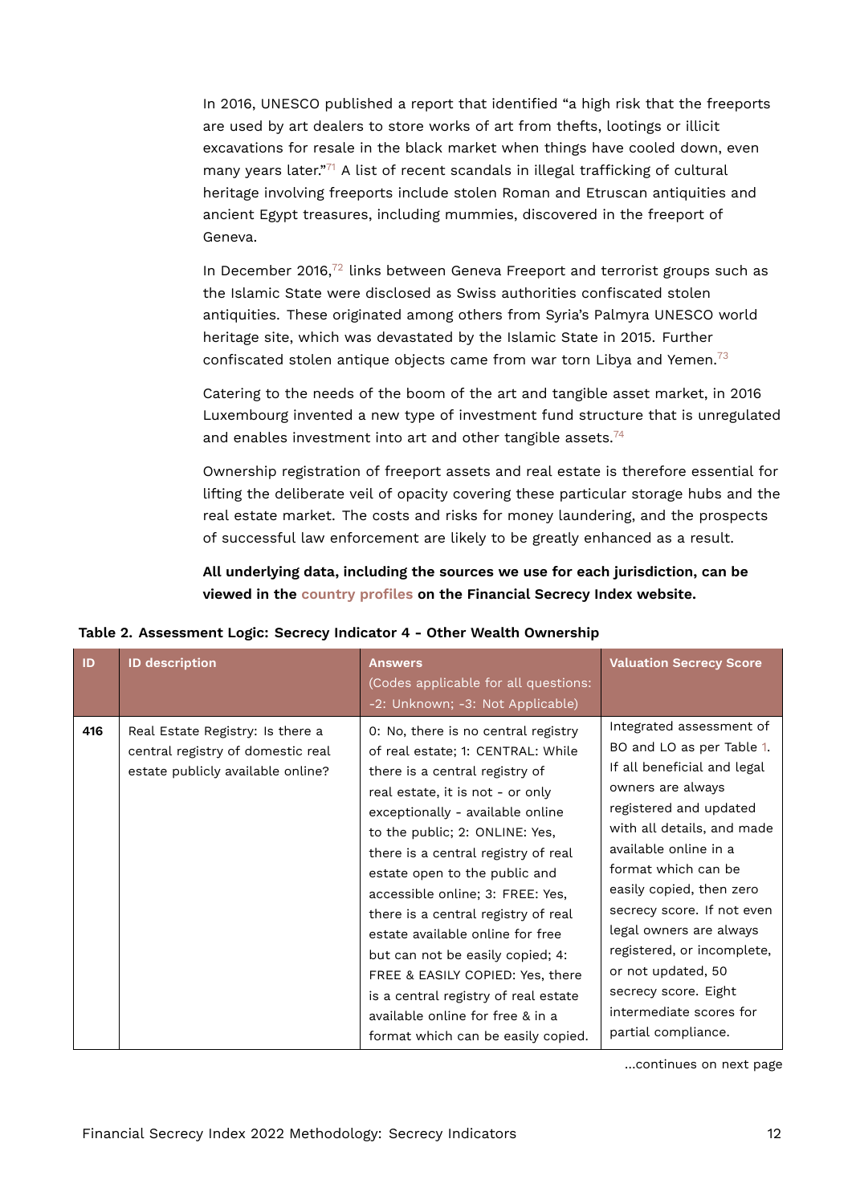In 2016, UNESCO published a report that identified “a high risk that the freeports are used by art dealers to store works of art from thefts, lootings or illicit excavations for resale in the black market when things have cooled down, even many years later.”[71] A list of recent scandals in illegal trafficking of cultural heritage involving freeports include stolen Roman and Etruscan antiquities and ancient Egypt treasures, including mummies, discovered in the freeport of Geneva.

In December 2016,[72] links between Geneva Freeport and terrorist groups such as the Islamic State were disclosed as Swiss authorities confiscated stolen antiquities. These originated among others from Syria's Palmyra UNESCO world heritage site, which was devastated by the Islamic State in 2015. Further confiscated stolen antique objects came from war torn Libya and Yemen.[73]

Catering to the needs of the boom of the art and tangible asset market, in 2016 Luxembourg invented a new type of investment fund structure that is unregulated and enables investment into art and other tangible assets.[74]

Ownership registration of freeport assets and real estate is therefore essential for lifting the deliberate veil of opacity covering these particular storage hubs and the real estate market. The costs and risks for money laundering, and the prospects of successful law enforcement are likely to be greatly enhanced as a result.

**All underlying data, including the sources we use for each jurisdiction, can be viewed in the country profiles on the Financial Secrecy Index website.**

**Table 2. Assessment Logic: Secrecy Indicator 4 - Other Wealth Ownership**

| ID | ID description | Answers (Codes applicable for all questions: -2: Unknown; -3: Not Applicable) | Valuation Secrecy Score |
|---|---|---|---|
| 416 | Real Estate Registry: Is there a central registry of domestic real estate publicly available online? | 0: No, there is no central registry of real estate; 1: CENTRAL: While there is a central registry of real estate, it is not - or only exceptionally - available online to the public; 2: ONLINE: Yes, there is a central registry of real estate open to the public and accessible online; 3: FREE: Yes, there is a central registry of real estate available online for free but can not be easily copied; 4: FREE & EASILY COPIED: Yes, there is a central registry of real estate available online for free & in a format which can be easily copied. | Integrated assessment of BO and LO as per Table 1. If all beneficial and legal owners are always registered and updated with all details, and made available online in a format which can be easily copied, then zero secrecy score. If not even legal owners are always registered, or incomplete, or not updated, 50 secrecy score. Eight intermediate scores for partial compliance. |

...continues on next page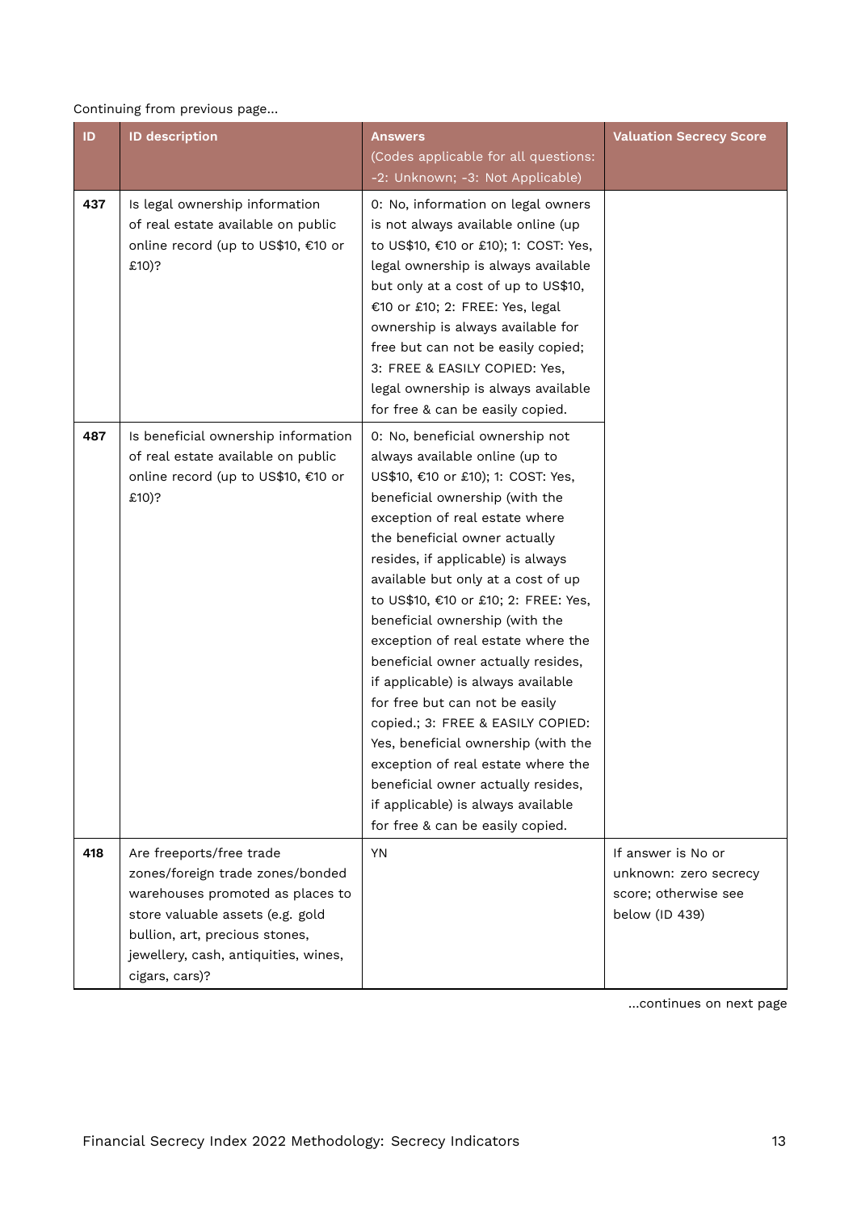Continuing from previous page...

| ID | ID description | Answers (Codes applicable for all questions: -2: Unknown; -3: Not Applicable) | Valuation Secrecy Score |
|---|---|---|---|
| 437 | Is legal ownership information of real estate available on public online record (up to US$10, €10 or £10)? | 0: No, information on legal owners is not always available online (up to US$10, €10 or £10); 1: COST: Yes, legal ownership is always available but only at a cost of up to US$10, €10 or £10; 2: FREE: Yes, legal ownership is always available for free but can not be easily copied; 3: FREE & EASILY COPIED: Yes, legal ownership is always available for free & can be easily copied. | |
| 487 | Is beneficial ownership information of real estate available on public online record (up to US$10, €10 or £10)? | 0: No, beneficial ownership not always available online (up to US$10, €10 or £10); 1: COST: Yes, beneficial ownership (with the exception of real estate where the beneficial owner actually resides, if applicable) is always available but only at a cost of up to US$10, €10 or £10; 2: FREE: Yes, beneficial ownership (with the exception of real estate where the beneficial owner actually resides, if applicable) is always available for free but can not be easily copied.; 3: FREE & EASILY COPIED: Yes, beneficial ownership (with the exception of real estate where the beneficial owner actually resides, if applicable) is always available for free & can be easily copied. | |
| 418 | Are freeports/free trade zones/foreign trade zones/bonded warehouses promoted as places to store valuable assets (e.g. gold bullion, art, precious stones, jewellery, cash, antiquities, wines, cigars, cars)? | YN | If answer is No or unknown: zero secrecy score; otherwise see below (ID 439) |

...continues on next page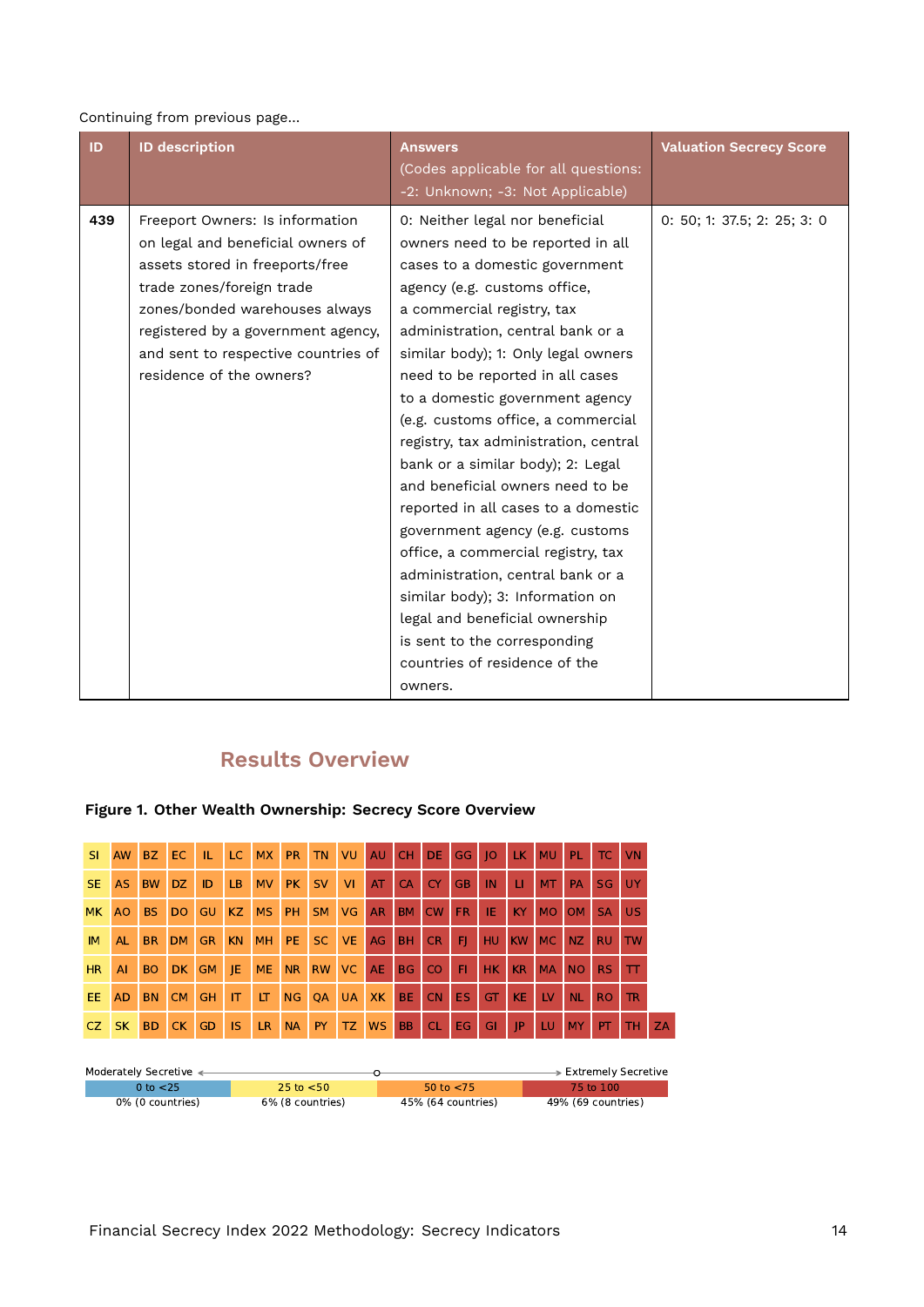Continuing from previous page...

| ID | ID description | Answers (Codes applicable for all questions: -2: Unknown; -3: Not Applicable) | Valuation Secrecy Score |
|---|---|---|---|
| 439 | Freeport Owners: Is information on legal and beneficial owners of assets stored in freeports/free trade zones/foreign trade zones/bonded warehouses always registered by a government agency, and sent to respective countries of residence of the owners? | 0: Neither legal nor beneficial owners need to be reported in all cases to a domestic government agency (e.g. customs office, a commercial registry, tax administration, central bank or a similar body); 1: Only legal owners need to be reported in all cases to a domestic government agency (e.g. customs office, a commercial registry, tax administration, central bank or a similar body); 2: Legal and beneficial owners need to be reported in all cases to a domestic government agency (e.g. customs office, a commercial registry, tax administration, central bank or a similar body); 3: Information on legal and beneficial ownership is sent to the corresponding countries of residence of the owners. | 0: 50; 1: 37.5; 2: 25; 3: 0 |

## Results Overview

**Figure 1. Other Wealth Ownership: Secrecy Score Overview**

| | | | | | | | | | | | | | | | | | | | | |
|---|---|---|---|---|---|---|---|---|---|---|---|---|---|---|---|---|---|---|---|---|
| SI | AW | BZ | EC | IL | LC | MX | PR | TN | VU | AU | CH | DE | GG | JO | LK | MU | PL | TC | VN | |
| SE | AS | BW | DZ | ID | LB | MV | PK | SV | VI | AT | CA | CY | GB | IN | LI | MT | PA | SG | UY | |
| MK | AO | BS | DO | GU | KZ | MS | PH | SM | VG | AR | BM | CW | FR | IE | KY | MO | OM | SA | US | |
| IM | AL | BR | DM | GR | KN | MH | PE | SC | VE | AG | BH | CR | FJ | HU | KW | MC | NZ | RU | TW | |
| HR | AI | BO | DK | GM | JE | ME | NR | RW | VC | AE | BG | CO | FI | HK | KR | MA | NO | RS | TT | |
| EE | AD | BN | CM | GH | IT | LT | NG | QA | UA | XK | BE | CN | ES | GT | KE | LV | NL | RO | TR | |
| CZ | SK | BD | CK | GD | IS | LR | NA | PY | TZ | WS | BB | CL | EG | GI | JP | LU | MY | PT | TH | ZA |

Moderately Secretive ← → Extremely Secretive

| 0 to <25 | 25 to <50 | 50 to <75 | 75 to 100 |
|---|---|---|---|
| 0% (0 countries) | 6% (8 countries) | 45% (64 countries) | 49% (69 countries) |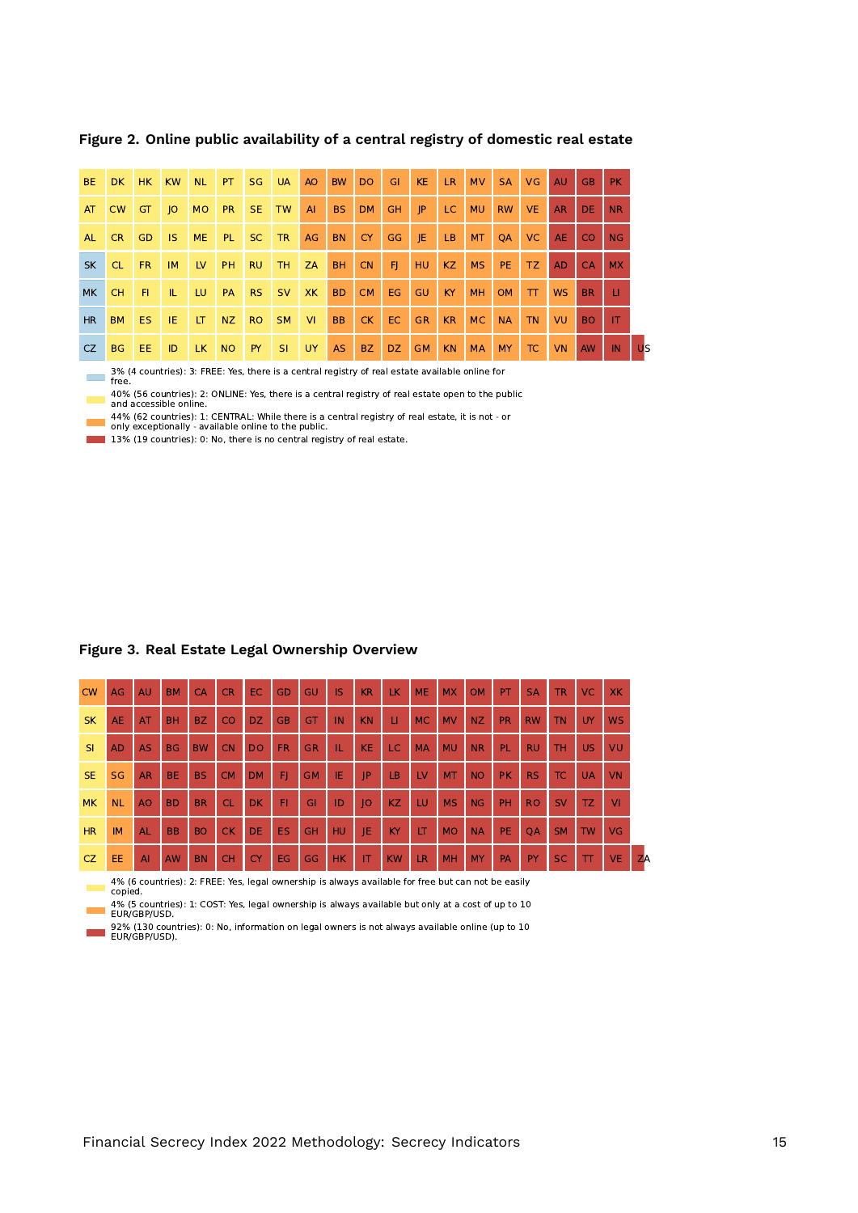**Figure 2. Online public availability of a central registry of domestic real estate**

| | | | | | | | | | | | | | | | | | | | | |
|---|---|---|---|---|---|---|---|---|---|---|---|---|---|---|---|---|---|---|---|---|
| BE | DK | HK | KW | NL | PT | SG | UA | AO | BW | DO | GI | KE | LR | MV | SA | VG | AU | GB | PK | |
| AT | CW | GT | JO | MO | PR | SE | TW | AI | BS | DM | GH | JP | LC | MU | RW | VE | AR | DE | NR | |
| AL | CR | GD | IS | ME | PL | SC | TR | AG | BN | CY | GG | JE | LB | MT | QA | VC | AE | CO | NG | |
| SK | CL | FR | IM | LV | PH | RU | TH | ZA | BH | CN | FJ | HU | KZ | MS | PE | TZ | AD | CA | MX | |
| MK | CH | FI | IL | LU | PA | RS | SV | XK | BD | CM | EG | GU | KY | MH | OM | TT | WS | BR | LI | |
| HR | BM | ES | IE | LT | NZ | RO | SM | VI | BB | CK | EC | GR | KR | MC | NA | TN | VU | BO | IT | |
| CZ | BG | EE | ID | LK | NO | PY | SI | UY | AS | BZ | DZ | GM | KN | MA | MY | TC | VN | AW | IN | US |

- 3% (4 countries): 3: FREE: Yes, there is a central registry of real estate available online for free.
- 40% (56 countries): 2: ONLINE: Yes, there is a central registry of real estate open to the public and accessible online.
- 44% (62 countries): 1: CENTRAL: While there is a central registry of real estate, it is not - or only exceptionally - available online to the public.
- 13% (19 countries): 0: No, there is no central registry of real estate.

**Figure 3. Real Estate Legal Ownership Overview**

| | | | | | | | | | | | | | | | | | | | | |
|---|---|---|---|---|---|---|---|---|---|---|---|---|---|---|---|---|---|---|---|---|
| CW | AG | AU | BM | CA | CR | EC | GD | GU | IS | KR | LK | ME | MX | OM | PT | SA | TR | VC | XK | |
| SK | AE | AT | BH | BZ | CO | DZ | GB | GT | IN | KN | LI | MC | MV | NZ | PR | RW | TN | UY | WS | |
| SI | AD | AS | BG | BW | CN | DO | FR | GR | IL | KE | LC | MA | MU | NR | PL | RU | TH | US | VU | |
| SE | SG | AR | BE | BS | CM | DM | FJ | GM | IE | JP | LB | LV | MT | NO | PK | RS | TC | UA | VN | |
| MK | NL | AO | BD | BR | CL | DK | FI | GI | ID | JO | KZ | LU | MS | NG | PH | RO | SV | TZ | VI | |
| HR | IM | AL | BB | BO | CK | DE | ES | GH | HU | JE | KY | LT | MO | NA | PE | QA | SM | TW | VG | |
| CZ | EE | AI | AW | BN | CH | CY | EG | GG | HK | IT | KW | LR | MH | MY | PA | PY | SC | TT | VE | ZA |

- 4% (6 countries): 2: FREE: Yes, legal ownership is always available for free but can not be easily copied.
- 4% (5 countries): 1: COST: Yes, legal ownership is always available but only at a cost of up to 10 EUR/GBP/USD.
- 92% (130 countries): 0: No, information on legal owners is not always available online (up to 10 EUR/GBP/USD).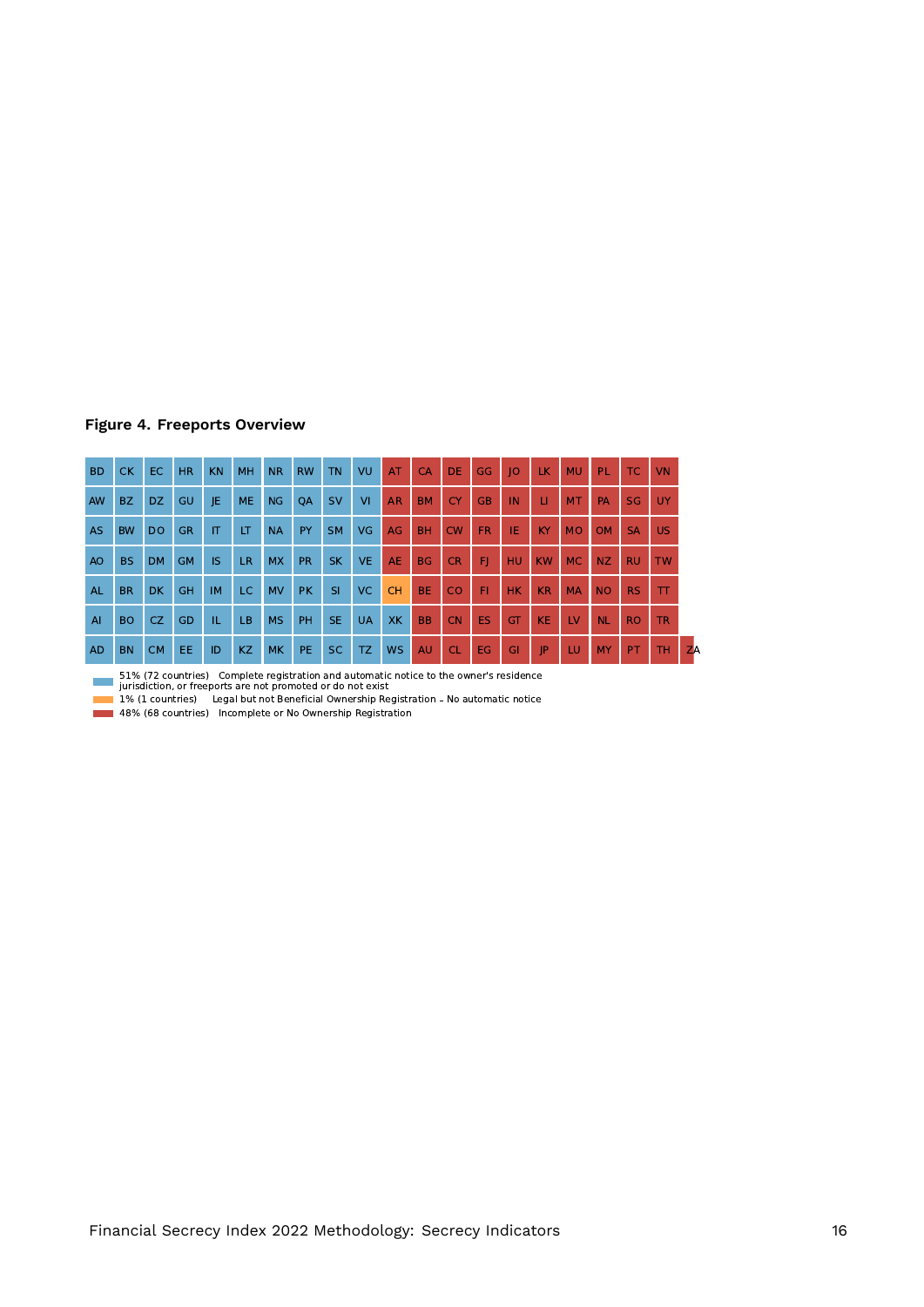**Figure 4. Freeports Overview**

| | | | | | | | | | | | | | | | | | | | | |
|---|---|---|---|---|---|---|---|---|---|---|---|---|---|---|---|---|---|---|---|---|
| BD | CK | EC | HR | KN | MH | NR | RW | TN | VU | AT | CA | DE | GG | JO | LK | MU | PL | TC | VN | |
| AW | BZ | DZ | GU | JE | ME | NG | QA | SV | VI | AR | BM | CY | GB | IN | LI | MT | PA | SG | UY | |
| AS | BW | DO | GR | IT | LT | NA | PY | SM | VG | AG | BH | CW | FR | IE | KY | MO | OM | SA | US | |
| AO | BS | DM | GM | IS | LR | MX | PR | SK | VE | AE | BG | CR | FJ | HU | KW | MC | NZ | RU | TW | |
| AL | BR | DK | GH | IM | LC | MV | PK | SI | VC | CH | BE | CO | FI | HK | KR | MA | NO | RS | TT | |
| AI | BO | CZ | GD | IL | LB | MS | PH | SE | UA | XK | BB | CN | ES | GT | KE | LV | NL | RO | TR | |
| AD | BN | CM | EE | ID | KZ | MK | PE | SC | TZ | WS | AU | CL | EG | GI | JP | LU | MY | PT | TH | ZA |

- 51% (72 countries) Complete registration and automatic notice to the owner's residence jurisdiction, or freeports are not promoted or do not exist
- 1% (1 countries) Legal but not Beneficial Ownership Registration – No automatic notice
- 48% (68 countries) Incomplete or No Ownership Registration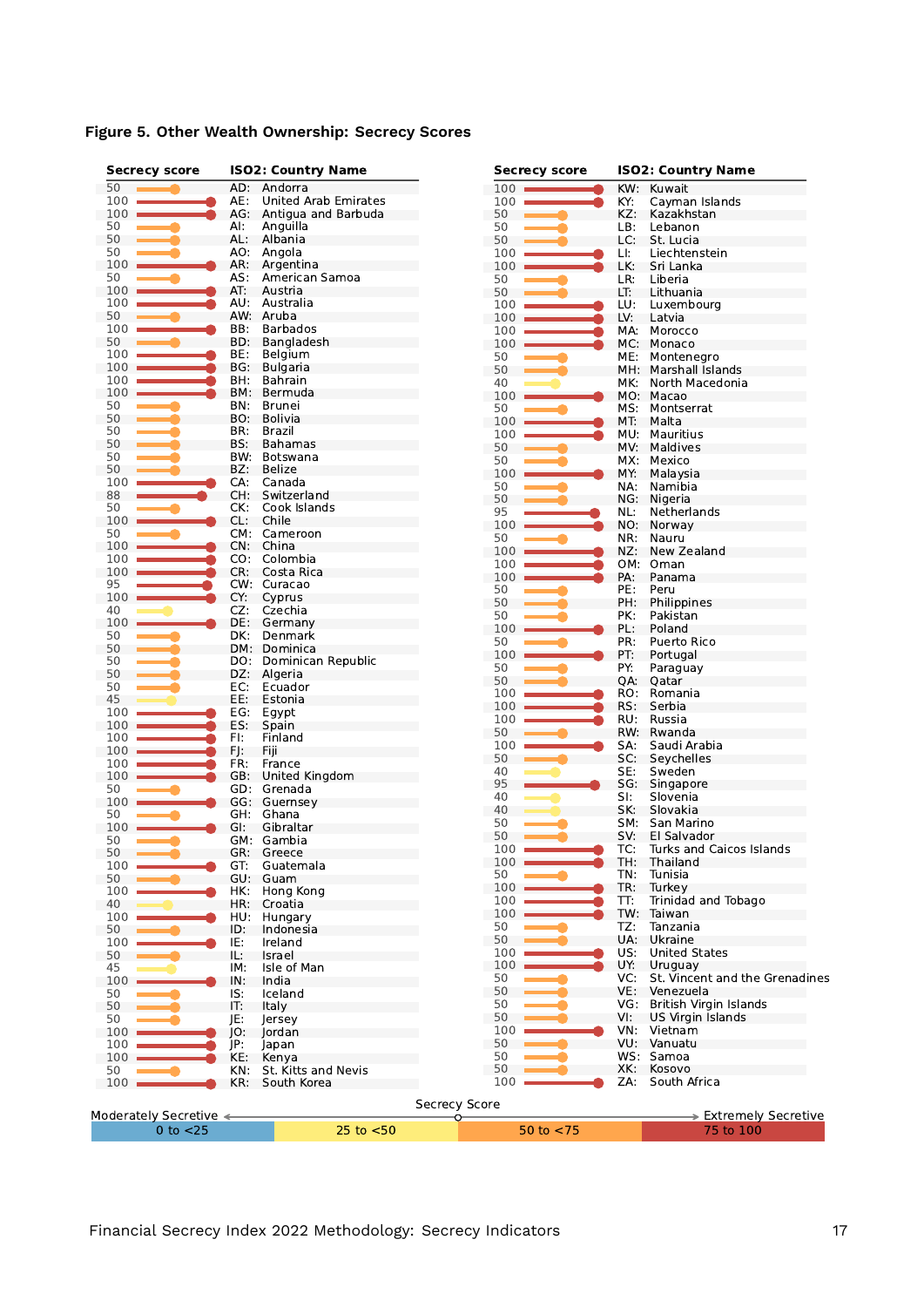**Figure 5. Other Wealth Ownership: Secrecy Scores**

| Secrecy score | ISO2: Country Name |
|---|---|
| 50 | AD: Andorra |
| 100 | AE: United Arab Emirates |
| 100 | AG: Antigua and Barbuda |
| 50 | AI: Anguilla |
| 50 | AL: Albania |
| 50 | AO: Angola |
| 100 | AR: Argentina |
| 50 | AS: American Samoa |
| 100 | AT: Austria |
| 100 | AU: Australia |
| 50 | AW: Aruba |
| 100 | BB: Barbados |
| 50 | BD: Bangladesh |
| 100 | BE: Belgium |
| 100 | BG: Bulgaria |
| 100 | BH: Bahrain |
| 100 | BM: Bermuda |
| 50 | BN: Brunei |
| 50 | BO: Bolivia |
| 50 | BR: Brazil |
| 50 | BS: Bahamas |
| 50 | BW: Botswana |
| 50 | BZ: Belize |
| 100 | CA: Canada |
| 88 | CH: Switzerland |
| 50 | CK: Cook Islands |
| 100 | CL: Chile |
| 50 | CM: Cameroon |
| 100 | CN: China |
| 100 | CO: Colombia |
| 100 | CR: Costa Rica |
| 95 | CW: Curacao |
| 100 | CY: Cyprus |
| 40 | CZ: Czechia |
| 100 | DE: Germany |
| 50 | DK: Denmark |
| 50 | DM: Dominica |
| 50 | DO: Dominican Republic |
| 50 | DZ: Algeria |
| 50 | EC: Ecuador |
| 45 | EE: Estonia |
| 100 | EG: Egypt |
| 100 | ES: Spain |
| 100 | FI: Finland |
| 100 | FJ: Fiji |
| 100 | FR: France |
| 100 | GB: United Kingdom |
| 50 | GD: Grenada |
| 100 | GG: Guernsey |
| 50 | GH: Ghana |
| 100 | GI: Gibraltar |
| 50 | GM: Gambia |
| 50 | GR: Greece |
| 100 | GT: Guatemala |
| 50 | GU: Guam |
| 100 | HK: Hong Kong |
| 40 | HR: Croatia |
| 100 | HU: Hungary |
| 50 | ID: Indonesia |
| 100 | IE: Ireland |
| 50 | IL: Israel |
| 45 | IM: Isle of Man |
| 100 | IN: India |
| 50 | IS: Iceland |
| 50 | IT: Italy |
| 50 | JE: Jersey |
| 100 | JO: Jordan |
| 100 | JP: Japan |
| 100 | KE: Kenya |
| 50 | KN: St. Kitts and Nevis |
| 100 | KR: South Korea |
| 100 | KW: Kuwait |
| 100 | KY: Cayman Islands |
| 50 | KZ: Kazakhstan |
| 50 | LB: Lebanon |
| 50 | LC: St. Lucia |
| 100 | LI: Liechtenstein |
| 100 | LK: Sri Lanka |
| 50 | LR: Liberia |
| 50 | LT: Lithuania |
| 100 | LU: Luxembourg |
| 100 | LV: Latvia |
| 100 | MA: Morocco |
| 100 | MC: Monaco |
| 50 | ME: Montenegro |
| 50 | MH: Marshall Islands |
| 40 | MK: North Macedonia |
| 100 | MO: Macao |
| 50 | MS: Montserrat |
| 100 | MT: Malta |
| 100 | MU: Mauritius |
| 50 | MV: Maldives |
| 50 | MX: Mexico |
| 100 | MY: Malaysia |
| 50 | NA: Namibia |
| 50 | NG: Nigeria |
| 95 | NL: Netherlands |
| 100 | NO: Norway |
| 50 | NR: Nauru |
| 100 | NZ: New Zealand |
| 100 | OM: Oman |
| 100 | PA: Panama |
| 50 | PE: Peru |
| 50 | PH: Philippines |
| 50 | PK: Pakistan |
| 100 | PL: Poland |
| 50 | PR: Puerto Rico |
| 100 | PT: Portugal |
| 50 | PY: Paraguay |
| 50 | QA: Qatar |
| 100 | RO: Romania |
| 100 | RS: Serbia |
| 100 | RU: Russia |
| 50 | RW: Rwanda |
| 100 | SA: Saudi Arabia |
| 50 | SC: Seychelles |
| 40 | SE: Sweden |
| 95 | SG: Singapore |
| 40 | SI: Slovenia |
| 40 | SK: Slovakia |
| 50 | SM: San Marino |
| 50 | SV: El Salvador |
| 100 | TC: Turks and Caicos Islands |
| 100 | TH: Thailand |
| 50 | TN: Tunisia |
| 100 | TR: Turkey |
| 100 | TT: Trinidad and Tobago |
| 100 | TW: Taiwan |
| 50 | TZ: Tanzania |
| 50 | UA: Ukraine |
| 100 | US: United States |
| 100 | UY: Uruguay |
| 50 | VC: St. Vincent and the Grenadines |
| 50 | VE: Venezuela |
| 50 | VG: British Virgin Islands |
| 50 | VI: US Virgin Islands |
| 100 | VN: Vietnam |
| 50 | VU: Vanuatu |
| 50 | WS: Samoa |
| 50 | XK: Kosovo |
| 100 | ZA: South Africa |

Secrecy Score: Moderately Secretive ← → Extremely Secretive

| 0 to <25 | 25 to <50 | 50 to <75 | 75 to 100 |
|---|---|---|---|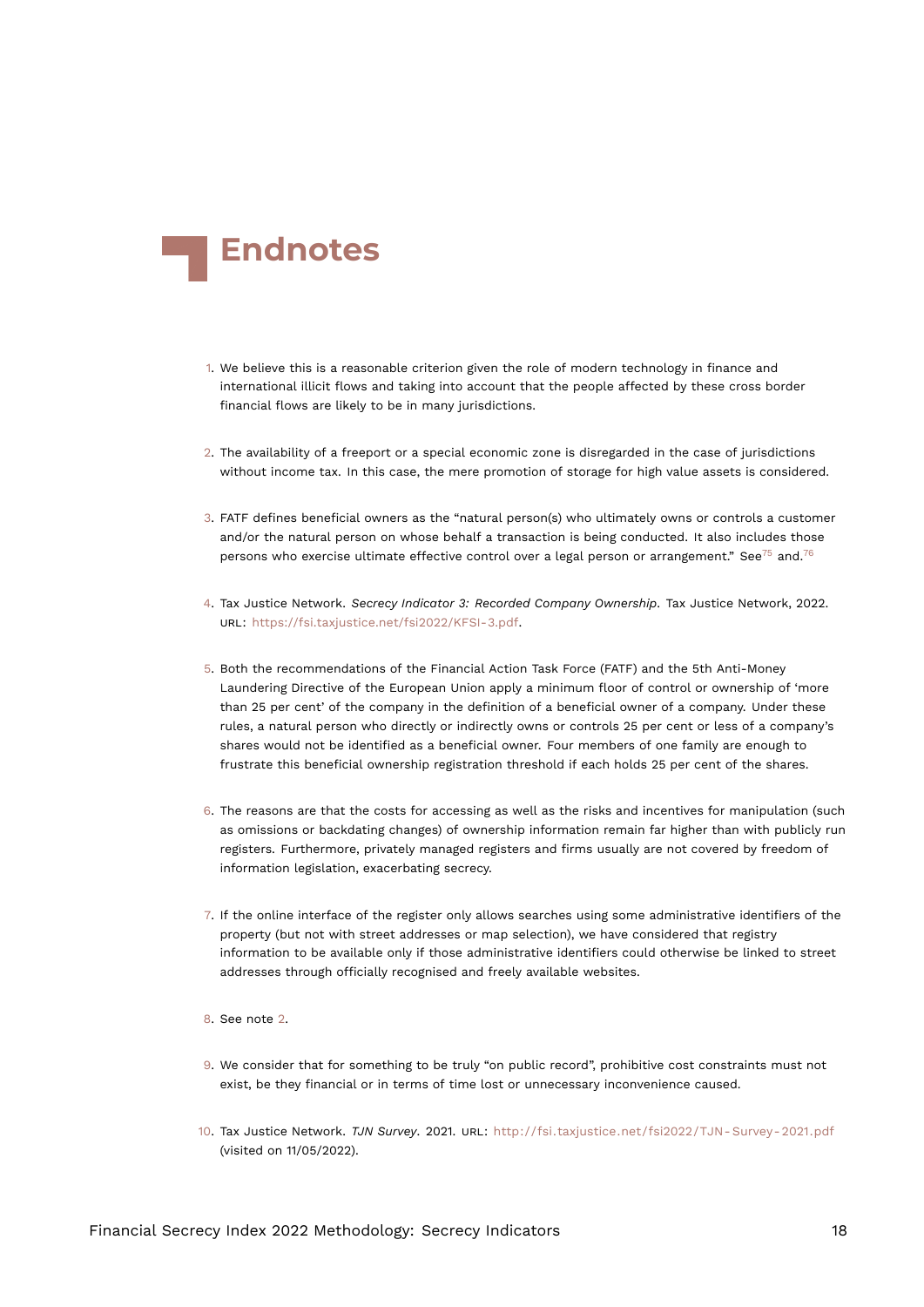# Endnotes

1. We believe this is a reasonable criterion given the role of modern technology in finance and international illicit flows and taking into account that the people affected by these cross border financial flows are likely to be in many jurisdictions.

2. The availability of a freeport or a special economic zone is disregarded in the case of jurisdictions without income tax. In this case, the mere promotion of storage for high value assets is considered.

3. FATF defines beneficial owners as the "natural person(s) who ultimately owns or controls a customer and/or the natural person on whose behalf a transaction is being conducted. It also includes those persons who exercise ultimate effective control over a legal person or arrangement." See[75] and.[76]

4. Tax Justice Network. *Secrecy Indicator 3: Recorded Company Ownership*. Tax Justice Network, 2022. URL: https://fsi.taxjustice.net/fsi2022/KFSI-3.pdf.

5. Both the recommendations of the Financial Action Task Force (FATF) and the 5th Anti-Money Laundering Directive of the European Union apply a minimum floor of control or ownership of 'more than 25 per cent' of the company in the definition of a beneficial owner of a company. Under these rules, a natural person who directly or indirectly owns or controls 25 per cent or less of a company's shares would not be identified as a beneficial owner. Four members of one family are enough to frustrate this beneficial ownership registration threshold if each holds 25 per cent of the shares.

6. The reasons are that the costs for accessing as well as the risks and incentives for manipulation (such as omissions or backdating changes) of ownership information remain far higher than with publicly run registers. Furthermore, privately managed registers and firms usually are not covered by freedom of information legislation, exacerbating secrecy.

7. If the online interface of the register only allows searches using some administrative identifiers of the property (but not with street addresses or map selection), we have considered that registry information to be available only if those administrative identifiers could otherwise be linked to street addresses through officially recognised and freely available websites.

8. See note 2.

9. We consider that for something to be truly "on public record", prohibitive cost constraints must not exist, be they financial or in terms of time lost or unnecessary inconvenience caused.

10. Tax Justice Network. *TJN Survey*. 2021. URL: http://fsi.taxjustice.net/fsi2022/TJN-Survey-2021.pdf (visited on 11/05/2022).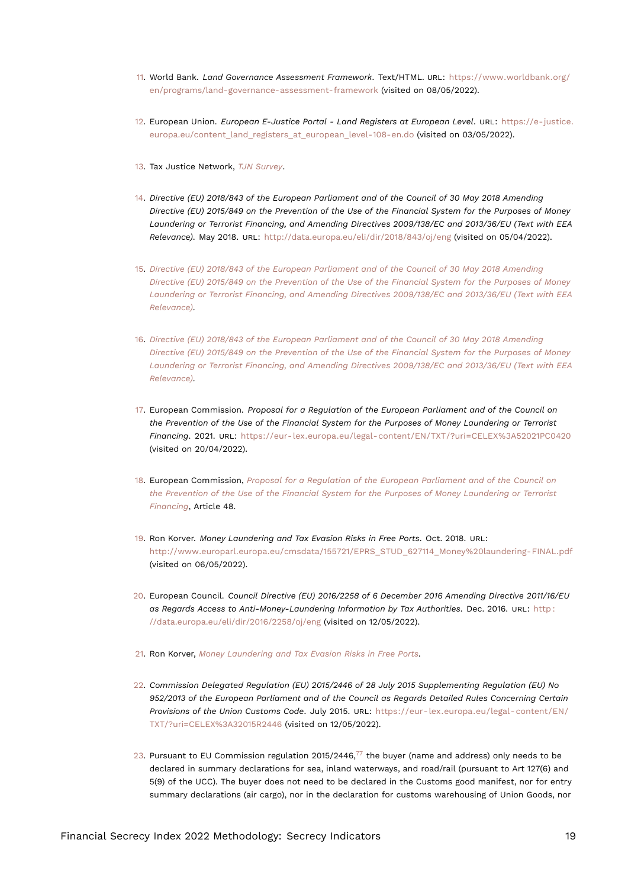11. World Bank. *Land Governance Assessment Framework*. Text/HTML. URL: https://www.worldbank.org/en/programs/land-governance-assessment-framework (visited on 08/05/2022).

12. European Union. *European E-Justice Portal - Land Registers at European Level*. URL: https://e-justice.europa.eu/content_land_registers_at_european_level-108-en.do (visited on 03/05/2022).

13. Tax Justice Network, *TJN Survey*.

14. *Directive (EU) 2018/843 of the European Parliament and of the Council of 30 May 2018 Amending Directive (EU) 2015/849 on the Prevention of the Use of the Financial System for the Purposes of Money Laundering or Terrorist Financing, and Amending Directives 2009/138/EC and 2013/36/EU (Text with EEA Relevance)*. May 2018. URL: http://data.europa.eu/eli/dir/2018/843/oj/eng (visited on 05/04/2022).

15. *Directive (EU) 2018/843 of the European Parliament and of the Council of 30 May 2018 Amending Directive (EU) 2015/849 on the Prevention of the Use of the Financial System for the Purposes of Money Laundering or Terrorist Financing, and Amending Directives 2009/138/EC and 2013/36/EU (Text with EEA Relevance)*.

16. *Directive (EU) 2018/843 of the European Parliament and of the Council of 30 May 2018 Amending Directive (EU) 2015/849 on the Prevention of the Use of the Financial System for the Purposes of Money Laundering or Terrorist Financing, and Amending Directives 2009/138/EC and 2013/36/EU (Text with EEA Relevance)*.

17. European Commission. *Proposal for a Regulation of the European Parliament and of the Council on the Prevention of the Use of the Financial System for the Purposes of Money Laundering or Terrorist Financing*. 2021. URL: https://eur-lex.europa.eu/legal-content/EN/TXT/?uri=CELEX%3A52021PC0420 (visited on 20/04/2022).

18. European Commission, *Proposal for a Regulation of the European Parliament and of the Council on the Prevention of the Use of the Financial System for the Purposes of Money Laundering or Terrorist Financing*, Article 48.

19. Ron Korver. *Money Laundering and Tax Evasion Risks in Free Ports*. Oct. 2018. URL: http://www.europarl.europa.eu/cmsdata/155721/EPRS_STUD_627114_Money%20laundering-FINAL.pdf (visited on 06/05/2022).

20. European Council. *Council Directive (EU) 2016/2258 of 6 December 2016 Amending Directive 2011/16/EU as Regards Access to Anti-Money-Laundering Information by Tax Authorities*. Dec. 2016. URL: http://data.europa.eu/eli/dir/2016/2258/oj/eng (visited on 12/05/2022).

21. Ron Korver, *Money Laundering and Tax Evasion Risks in Free Ports*.

22. *Commission Delegated Regulation (EU) 2015/2446 of 28 July 2015 Supplementing Regulation (EU) No 952/2013 of the European Parliament and of the Council as Regards Detailed Rules Concerning Certain Provisions of the Union Customs Code*. July 2015. URL: https://eur-lex.europa.eu/legal-content/EN/TXT/?uri=CELEX%3A32015R2446 (visited on 12/05/2022).

23. Pursuant to EU Commission regulation 2015/2446,[77] the buyer (name and address) only needs to be declared in summary declarations for sea, inland waterways, and road/rail (pursuant to Art 127(6) and 5(9) of the UCC). The buyer does not need to be declared in the Customs good manifest, nor for entry summary declarations (air cargo), nor in the declaration for customs warehousing of Union Goods, nor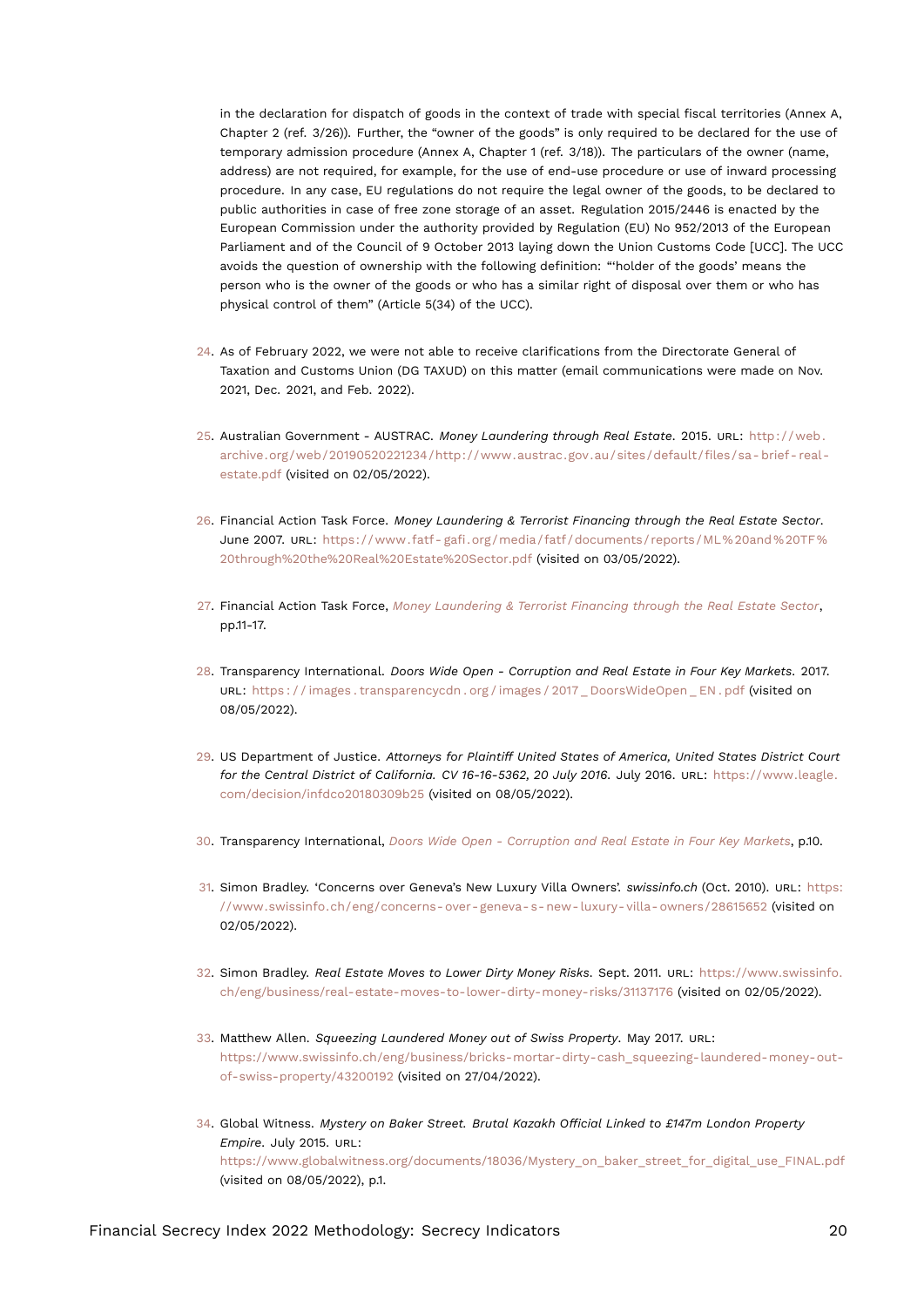in the declaration for dispatch of goods in the context of trade with special fiscal territories (Annex A, Chapter 2 (ref. 3/26)). Further, the "owner of the goods" is only required to be declared for the use of temporary admission procedure (Annex A, Chapter 1 (ref. 3/18)). The particulars of the owner (name, address) are not required, for example, for the use of end-use procedure or use of inward processing procedure. In any case, EU regulations do not require the legal owner of the goods, to be declared to public authorities in case of free zone storage of an asset. Regulation 2015/2446 is enacted by the European Commission under the authority provided by Regulation (EU) No 952/2013 of the European Parliament and of the Council of 9 October 2013 laying down the Union Customs Code [UCC]. The UCC avoids the question of ownership with the following definition: "'holder of the goods' means the person who is the owner of the goods or who has a similar right of disposal over them or who has physical control of them" (Article 5(34) of the UCC).

24. As of February 2022, we were not able to receive clarifications from the Directorate General of Taxation and Customs Union (DG TAXUD) on this matter (email communications were made on Nov. 2021, Dec. 2021, and Feb. 2022).

25. Australian Government - AUSTRAC. *Money Laundering through Real Estate*. 2015. URL: http://web.archive.org/web/20190520221234/http://www.austrac.gov.au/sites/default/files/sa-brief-real-estate.pdf (visited on 02/05/2022).

26. Financial Action Task Force. *Money Laundering & Terrorist Financing through the Real Estate Sector*. June 2007. URL: https://www.fatf-gafi.org/media/fatf/documents/reports/ML%20and%20TF%20through%20the%20Real%20Estate%20Sector.pdf (visited on 03/05/2022).

27. Financial Action Task Force, *Money Laundering & Terrorist Financing through the Real Estate Sector*, pp.11-17.

28. Transparency International. *Doors Wide Open - Corruption and Real Estate in Four Key Markets*. 2017. URL: https://images.transparencycdn.org/images/2017_DoorsWideOpen_EN.pdf (visited on 08/05/2022).

29. US Department of Justice. *Attorneys for Plaintiff United States of America, United States District Court for the Central District of California. CV 16-16-5362, 20 July 2016*. July 2016. URL: https://www.leagle.com/decision/infdco20180309b25 (visited on 08/05/2022).

30. Transparency International, *Doors Wide Open - Corruption and Real Estate in Four Key Markets*, p.10.

31. Simon Bradley. 'Concerns over Geneva's New Luxury Villa Owners'. *swissinfo.ch* (Oct. 2010). URL: https://www.swissinfo.ch/eng/concerns-over-geneva-s-new-luxury-villa-owners/28615652 (visited on 02/05/2022).

32. Simon Bradley. *Real Estate Moves to Lower Dirty Money Risks*. Sept. 2011. URL: https://www.swissinfo.ch/eng/business/real-estate-moves-to-lower-dirty-money-risks/31137176 (visited on 02/05/2022).

33. Matthew Allen. *Squeezing Laundered Money out of Swiss Property*. May 2017. URL: https://www.swissinfo.ch/eng/business/bricks-mortar-dirty-cash_squeezing-laundered-money-out-of-swiss-property/43200192 (visited on 27/04/2022).

34. Global Witness. *Mystery on Baker Street. Brutal Kazakh Official Linked to £147m London Property Empire*. July 2015. URL: https://www.globalwitness.org/documents/18036/Mystery_on_baker_street_for_digital_use_FINAL.pdf (visited on 08/05/2022), p.1.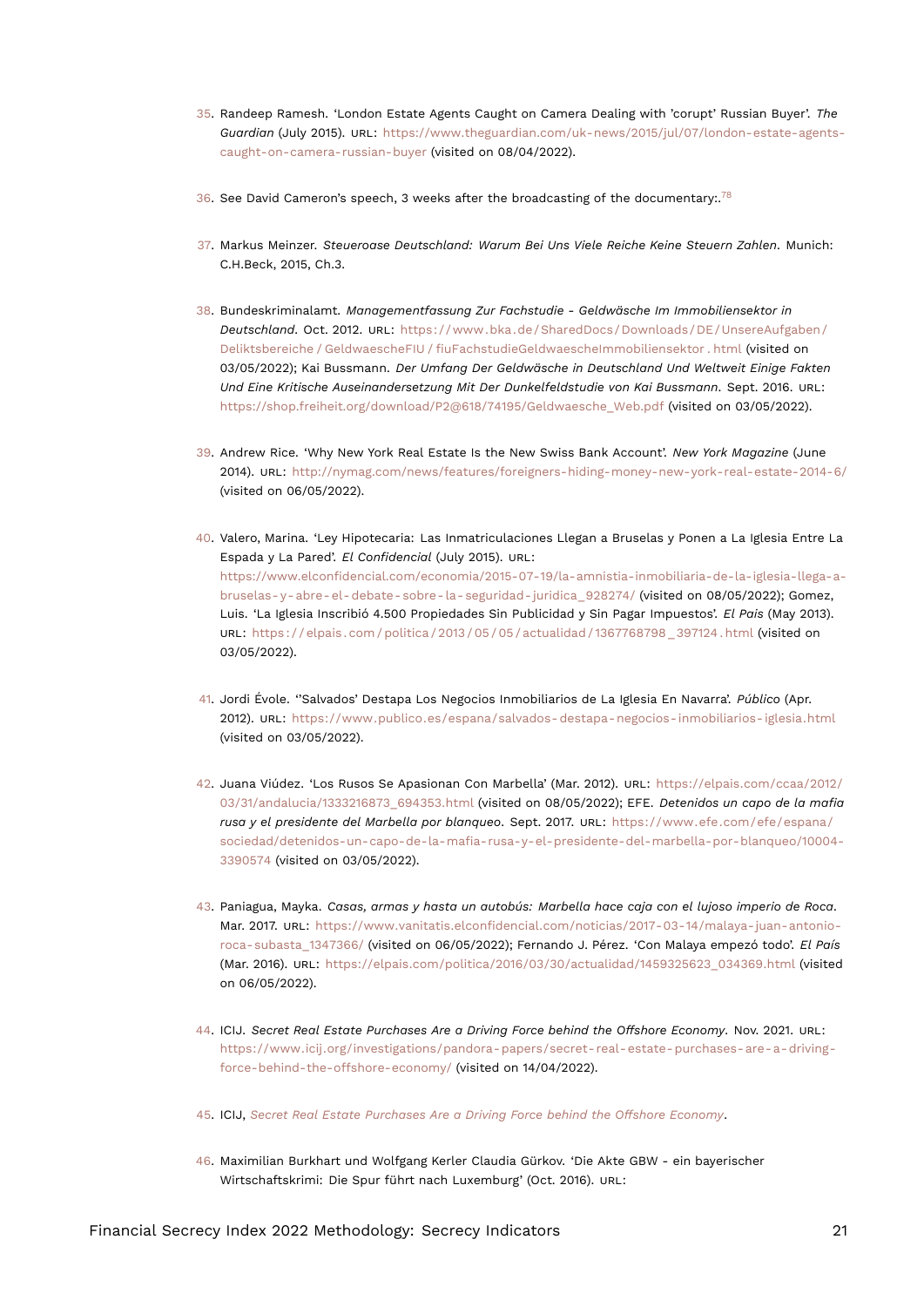35. Randeep Ramesh. 'London Estate Agents Caught on Camera Dealing with 'corupt' Russian Buyer'. *The Guardian* (July 2015). URL: https://www.theguardian.com/uk-news/2015/jul/07/london-estate-agents-caught-on-camera-russian-buyer (visited on 08/04/2022).

36. See David Cameron's speech, 3 weeks after the broadcasting of the documentary:.[78]

37. Markus Meinzer. *Steueroase Deutschland: Warum Bei Uns Viele Reiche Keine Steuern Zahlen*. Munich: C.H.Beck, 2015, Ch.3.

38. Bundeskriminalamt. *Managementfassung Zur Fachstudie - Geldwäsche Im Immobiliensektor in Deutschland*. Oct. 2012. URL: https://www.bka.de/SharedDocs/Downloads/DE/UnsereAufgaben/Deliktsbereiche/GeldwaescheFIU/fiuFachstudieGeldwaescheImmobiliensektor.html (visited on 03/05/2022); Kai Bussmann. *Der Umfang Der Geldwäsche in Deutschland Und Weltweit Einige Fakten Und Eine Kritische Auseinandersetzung Mit Der Dunkelfeldstudie von Kai Bussmann*. Sept. 2016. URL: https://shop.freiheit.org/download/P2@618/74195/Geldwaesche_Web.pdf (visited on 03/05/2022).

39. Andrew Rice. 'Why New York Real Estate Is the New Swiss Bank Account'. *New York Magazine* (June 2014). URL: http://nymag.com/news/features/foreigners-hiding-money-new-york-real-estate-2014-6/ (visited on 06/05/2022).

40. Valero, Marina. 'Ley Hipotecaria: Las Inmatriculaciones Llegan a Bruselas y Ponen a La Iglesia Entre La Espada y La Pared'. *El Confidencial* (July 2015). URL: https://www.elconfidencial.com/economia/2015-07-19/la-amnistia-inmobiliaria-de-la-iglesia-llega-a-bruselas-y-abre-el-debate-sobre-la-seguridad-juridica_928274/ (visited on 08/05/2022); Gomez, Luis. 'La Iglesia Inscribió 4.500 Propiedades Sin Publicidad y Sin Pagar Impuestos'. *El País* (May 2013). URL: https://elpais.com/politica/2013/05/05/actualidad/1367768798_397124.html (visited on 03/05/2022).

41. Jordi Évole. ''Salvados' Destapa Los Negocios Inmobiliarios de La Iglesia En Navarra'. *Público* (Apr. 2012). URL: https://www.publico.es/espana/salvados-destapa-negocios-inmobiliarios-iglesia.html (visited on 03/05/2022).

42. Juana Viúdez. 'Los Rusos Se Apasionan Con Marbella' (Mar. 2012). URL: https://elpais.com/ccaa/2012/03/31/andalucia/1333216873_694353.html (visited on 08/05/2022); EFE. *Detenidos un capo de la mafia rusa y el presidente del Marbella por blanqueo*. Sept. 2017. URL: https://www.efe.com/efe/espana/sociedad/detenidos-un-capo-de-la-mafia-rusa-y-el-presidente-del-marbella-por-blanqueo/10004-3390574 (visited on 03/05/2022).

43. Paniagua, Mayka. *Casas, armas y hasta un autobús: Marbella hace caja con el lujoso imperio de Roca*. Mar. 2017. URL: https://www.vanitatis.elconfidencial.com/noticias/2017-03-14/malaya-juan-antonio-roca-subasta_1347366/ (visited on 06/05/2022); Fernando J. Pérez. 'Con Malaya empezó todo'. *El País* (Mar. 2016). URL: https://elpais.com/politica/2016/03/30/actualidad/1459325623_034369.html (visited on 06/05/2022).

44. ICIJ. *Secret Real Estate Purchases Are a Driving Force behind the Offshore Economy*. Nov. 2021. URL: https://www.icij.org/investigations/pandora-papers/secret-real-estate-purchases-are-a-driving-force-behind-the-offshore-economy/ (visited on 14/04/2022).

45. ICIJ, *Secret Real Estate Purchases Are a Driving Force behind the Offshore Economy*.

46. Maximilian Burkhart und Wolfgang Kerler Claudia Gürkov. 'Die Akte GBW - ein bayerischer Wirtschaftskrimi: Die Spur führt nach Luxemburg' (Oct. 2016). URL: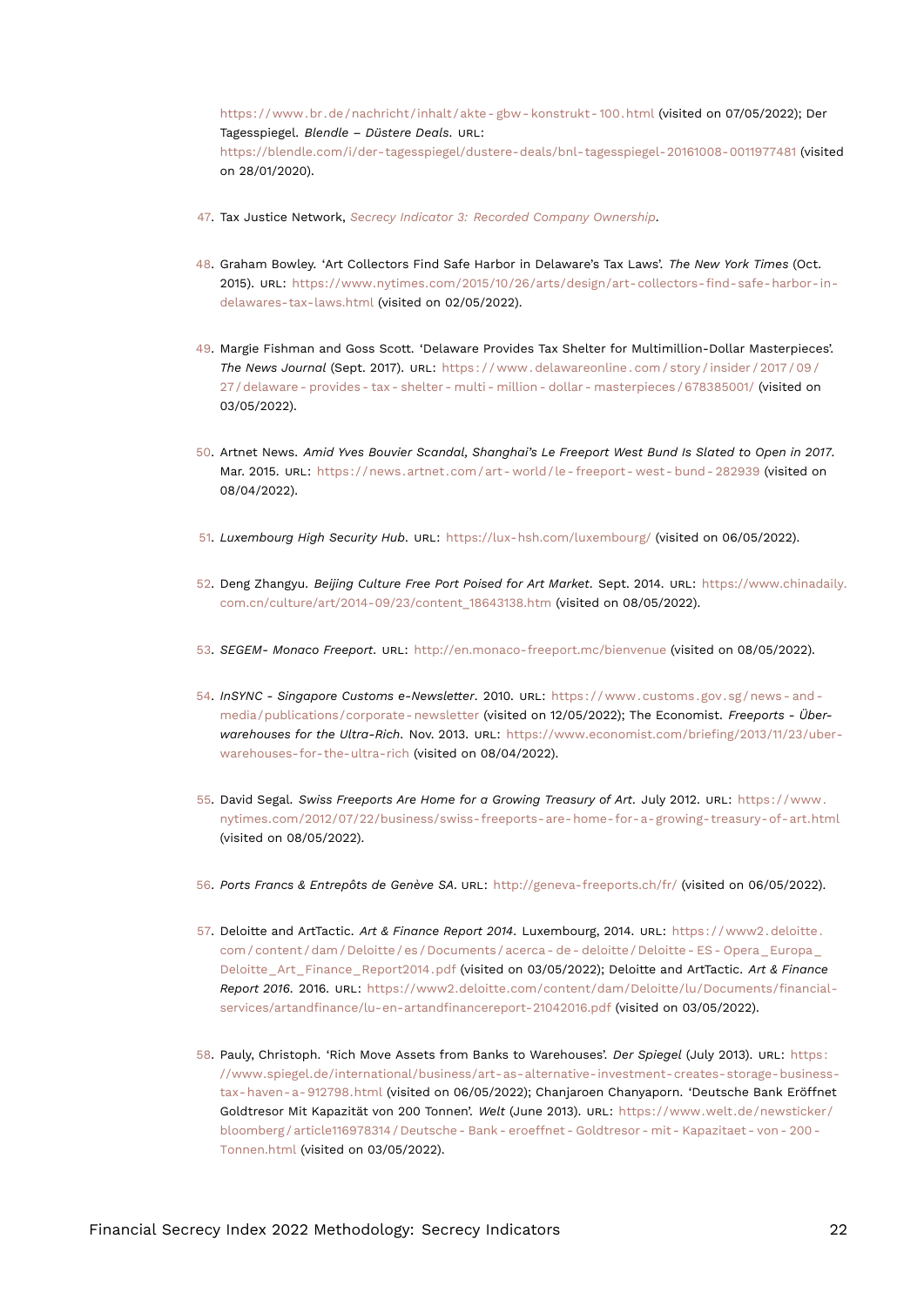https://www.br.de/nachricht/inhalt/akte-gbw-konstrukt-100.html (visited on 07/05/2022); Der Tagesspiegel. *Blendle – Düstere Deals*. URL: https://blendle.com/i/der-tagesspiegel/dustere-deals/bnl-tagesspiegel-20161008-0011977481 (visited on 28/01/2020).

47. Tax Justice Network, *Secrecy Indicator 3: Recorded Company Ownership*.

48. Graham Bowley. 'Art Collectors Find Safe Harbor in Delaware's Tax Laws'. *The New York Times* (Oct. 2015). URL: https://www.nytimes.com/2015/10/26/arts/design/art-collectors-find-safe-harbor-in-delawares-tax-laws.html (visited on 02/05/2022).

49. Margie Fishman and Goss Scott. 'Delaware Provides Tax Shelter for Multimillion-Dollar Masterpieces'. *The News Journal* (Sept. 2017). URL: https://www.delawareonline.com/story/insider/2017/09/27/delaware-provides-tax-shelter-multi-million-dollar-masterpieces/678385001/ (visited on 03/05/2022).

50. Artnet News. *Amid Yves Bouvier Scandal, Shanghai's Le Freeport West Bund Is Slated to Open in 2017*. Mar. 2015. URL: https://news.artnet.com/art-world/le-freeport-west-bund-282939 (visited on 08/04/2022).

51. *Luxembourg High Security Hub*. URL: https://lux-hsh.com/luxembourg/ (visited on 06/05/2022).

52. Deng Zhangyu. *Beijing Culture Free Port Poised for Art Market*. Sept. 2014. URL: https://www.chinadaily.com.cn/culture/art/2014-09/23/content_18643138.htm (visited on 08/05/2022).

53. *SEGEM- Monaco Freeport*. URL: http://en.monaco-freeport.mc/bienvenue (visited on 08/05/2022).

54. *InSYNC - Singapore Customs e-Newsletter*. 2010. URL: https://www.customs.gov.sg/news-and-media/publications/corporate-newsletter (visited on 12/05/2022); The Economist. *Freeports - Über-warehouses for the Ultra-Rich*. Nov. 2013. URL: https://www.economist.com/briefing/2013/11/23/uber-warehouses-for-the-ultra-rich (visited on 08/04/2022).

55. David Segal. *Swiss Freeports Are Home for a Growing Treasury of Art*. July 2012. URL: https://www.nytimes.com/2012/07/22/business/swiss-freeports-are-home-for-a-growing-treasury-of-art.html (visited on 08/05/2022).

56. *Ports Francs & Entrepôts de Genève SA*. URL: http://geneva-freeports.ch/fr/ (visited on 06/05/2022).

57. Deloitte and ArtTactic. *Art & Finance Report 2014*. Luxembourg, 2014. URL: https://www2.deloitte.com/content/dam/Deloitte/es/Documents/acerca-de-deloitte/Deloitte-ES-Opera_Europa_Deloitte_Art_Finance_Report2014.pdf (visited on 03/05/2022); Deloitte and ArtTactic. *Art & Finance Report 2016*. 2016. URL: https://www2.deloitte.com/content/dam/Deloitte/lu/Documents/financial-services/artandfinance/lu-en-artandfinancereport-21042016.pdf (visited on 03/05/2022).

58. Pauly, Christoph. 'Rich Move Assets from Banks to Warehouses'. *Der Spiegel* (July 2013). URL: https://www.spiegel.de/international/business/art-as-alternative-investment-creates-storage-business-tax-haven-a-912798.html (visited on 06/05/2022); Chanjaroen Chanyaporn. 'Deutsche Bank Eröffnet Goldtresor Mit Kapazität von 200 Tonnen'. *Welt* (June 2013). URL: https://www.welt.de/newsticker/bloomberg/article116978314/Deutsche-Bank-eroeffnet-Goldtresor-mit-Kapazitaet-von-200-Tonnen.html (visited on 03/05/2022).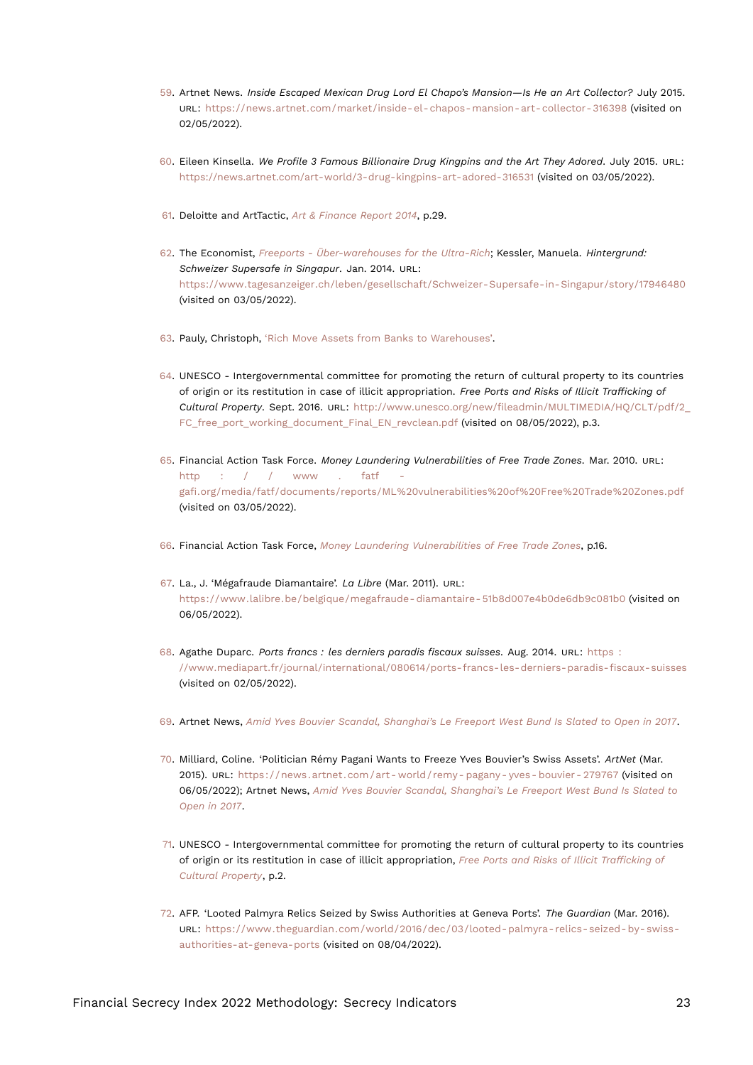59. Artnet News. *Inside Escaped Mexican Drug Lord El Chapo's Mansion—Is He an Art Collector?* July 2015. URL: https://news.artnet.com/market/inside-el-chapos-mansion-art-collector-316398 (visited on 02/05/2022).

60. Eileen Kinsella. *We Profile 3 Famous Billionaire Drug Kingpins and the Art They Adored*. July 2015. URL: https://news.artnet.com/art-world/3-drug-kingpins-art-adored-316531 (visited on 03/05/2022).

61. Deloitte and ArtTactic, *Art & Finance Report 2014*, p.29.

62. The Economist, *Freeports - Über-warehouses for the Ultra-Rich*; Kessler, Manuela. *Hintergrund: Schweizer Supersafe in Singapur*. Jan. 2014. URL: https://www.tagesanzeiger.ch/leben/gesellschaft/Schweizer-Supersafe-in-Singapur/story/17946480 (visited on 03/05/2022).

63. Pauly, Christoph, 'Rich Move Assets from Banks to Warehouses'.

64. UNESCO - Intergovernmental committee for promoting the return of cultural property to its countries of origin or its restitution in case of illicit appropriation. *Free Ports and Risks of Illicit Trafficking of Cultural Property*. Sept. 2016. URL: http://www.unesco.org/new/fileadmin/MULTIMEDIA/HQ/CLT/pdf/2_FC_free_port_working_document_Final_EN_revclean.pdf (visited on 08/05/2022), p.3.

65. Financial Action Task Force. *Money Laundering Vulnerabilities of Free Trade Zones*. Mar. 2010. URL: http://www.fatf-gafi.org/media/fatf/documents/reports/ML%20vulnerabilities%20of%20Free%20Trade%20Zones.pdf (visited on 03/05/2022).

66. Financial Action Task Force, *Money Laundering Vulnerabilities of Free Trade Zones*, p.16.

67. La., J. 'Mégafraude Diamantaire'. *La Libre* (Mar. 2011). URL: https://www.lalibre.be/belgique/megafraude-diamantaire-51b8d007e4b0de6db9c081b0 (visited on 06/05/2022).

68. Agathe Duparc. *Ports francs : les derniers paradis fiscaux suisses*. Aug. 2014. URL: https://www.mediapart.fr/journal/international/080614/ports-francs-les-derniers-paradis-fiscaux-suisses (visited on 02/05/2022).

69. Artnet News, *Amid Yves Bouvier Scandal, Shanghai's Le Freeport West Bund Is Slated to Open in 2017*.

70. Milliard, Coline. 'Politician Rémy Pagani Wants to Freeze Yves Bouvier's Swiss Assets'. *ArtNet* (Mar. 2015). URL: https://news.artnet.com/art-world/remy-pagany-yves-bouvier-279767 (visited on 06/05/2022); Artnet News, *Amid Yves Bouvier Scandal, Shanghai's Le Freeport West Bund Is Slated to Open in 2017*.

71. UNESCO - Intergovernmental committee for promoting the return of cultural property to its countries of origin or its restitution in case of illicit appropriation, *Free Ports and Risks of Illicit Trafficking of Cultural Property*, p.2.

72. AFP. 'Looted Palmyra Relics Seized by Swiss Authorities at Geneva Ports'. *The Guardian* (Mar. 2016). URL: https://www.theguardian.com/world/2016/dec/03/looted-palmyra-relics-seized-by-swiss-authorities-at-geneva-ports (visited on 08/04/2022).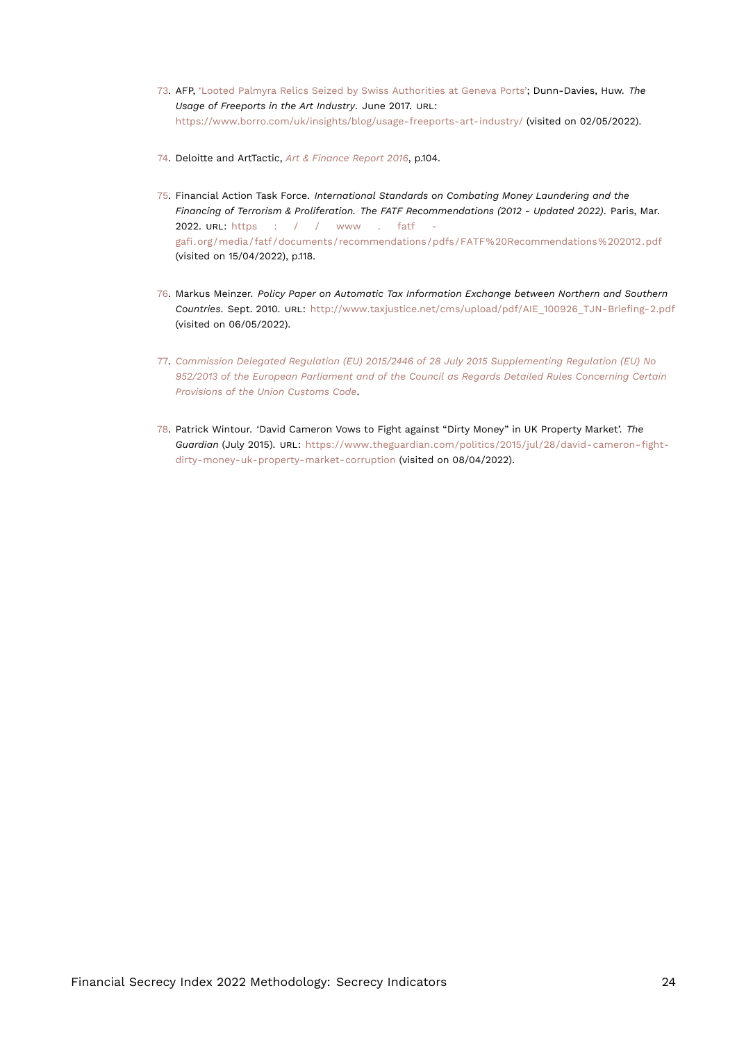73. AFP, 'Looted Palmyra Relics Seized by Swiss Authorities at Geneva Ports'; Dunn-Davies, Huw. *The Usage of Freeports in the Art Industry*. June 2017. URL: https://www.borro.com/uk/insights/blog/usage-freeports-art-industry/ (visited on 02/05/2022).

74. Deloitte and ArtTactic, *Art & Finance Report 2016*, p.104.

75. Financial Action Task Force. *International Standards on Combating Money Laundering and the Financing of Terrorism & Proliferation. The FATF Recommendations (2012 - Updated 2022)*. Paris, Mar. 2022. URL: https://www.fatf-gafi.org/media/fatf/documents/recommendations/pdfs/FATF%20Recommendations%202012.pdf (visited on 15/04/2022), p.118.

76. Markus Meinzer. *Policy Paper on Automatic Tax Information Exchange between Northern and Southern Countries*. Sept. 2010. URL: http://www.taxjustice.net/cms/upload/pdf/AIE_100926_TJN-Briefing-2.pdf (visited on 06/05/2022).

77. *Commission Delegated Regulation (EU) 2015/2446 of 28 July 2015 Supplementing Regulation (EU) No 952/2013 of the European Parliament and of the Council as Regards Detailed Rules Concerning Certain Provisions of the Union Customs Code*.

78. Patrick Wintour. 'David Cameron Vows to Fight against "Dirty Money" in UK Property Market'. *The Guardian* (July 2015). URL: https://www.theguardian.com/politics/2015/jul/28/david-cameron-fight-dirty-money-uk-property-market-corruption (visited on 08/04/2022).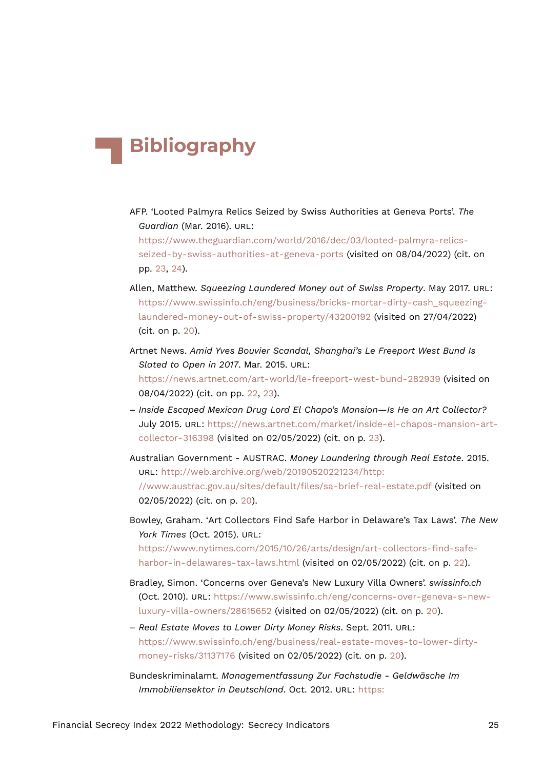# Bibliography

AFP. 'Looted Palmyra Relics Seized by Swiss Authorities at Geneva Ports'. *The Guardian* (Mar. 2016). URL: https://www.theguardian.com/world/2016/dec/03/looted-palmyra-relics-seized-by-swiss-authorities-at-geneva-ports (visited on 08/04/2022) (cit. on pp. 23, 24).

Allen, Matthew. *Squeezing Laundered Money out of Swiss Property*. May 2017. URL: https://www.swissinfo.ch/eng/business/bricks-mortar-dirty-cash_squeezing-laundered-money-out-of-swiss-property/43200192 (visited on 27/04/2022) (cit. on p. 20).

Artnet News. *Amid Yves Bouvier Scandal, Shanghai's Le Freeport West Bund Is Slated to Open in 2017*. Mar. 2015. URL: https://news.artnet.com/art-world/le-freeport-west-bund-282939 (visited on 08/04/2022) (cit. on pp. 22, 23).

– *Inside Escaped Mexican Drug Lord El Chapo's Mansion—Is He an Art Collector?* July 2015. URL: https://news.artnet.com/market/inside-el-chapos-mansion-art-collector-316398 (visited on 02/05/2022) (cit. on p. 23).

Australian Government - AUSTRAC. *Money Laundering through Real Estate*. 2015. URL: http://web.archive.org/web/20190520221234/http://www.austrac.gov.au/sites/default/files/sa-brief-real-estate.pdf (visited on 02/05/2022) (cit. on p. 20).

Bowley, Graham. 'Art Collectors Find Safe Harbor in Delaware's Tax Laws'. *The New York Times* (Oct. 2015). URL: https://www.nytimes.com/2015/10/26/arts/design/art-collectors-find-safe-harbor-in-delawares-tax-laws.html (visited on 02/05/2022) (cit. on p. 22).

Bradley, Simon. 'Concerns over Geneva's New Luxury Villa Owners'. *swissinfo.ch* (Oct. 2010). URL: https://www.swissinfo.ch/eng/concerns-over-geneva-s-new-luxury-villa-owners/28615652 (visited on 02/05/2022) (cit. on p. 20).

– *Real Estate Moves to Lower Dirty Money Risks*. Sept. 2011. URL: https://www.swissinfo.ch/eng/business/real-estate-moves-to-lower-dirty-money-risks/31137176 (visited on 02/05/2022) (cit. on p. 20).

Bundeskriminalamt. *Managementfassung Zur Fachstudie - Geldwäsche Im Immobiliensektor in Deutschland*. Oct. 2012. URL: https: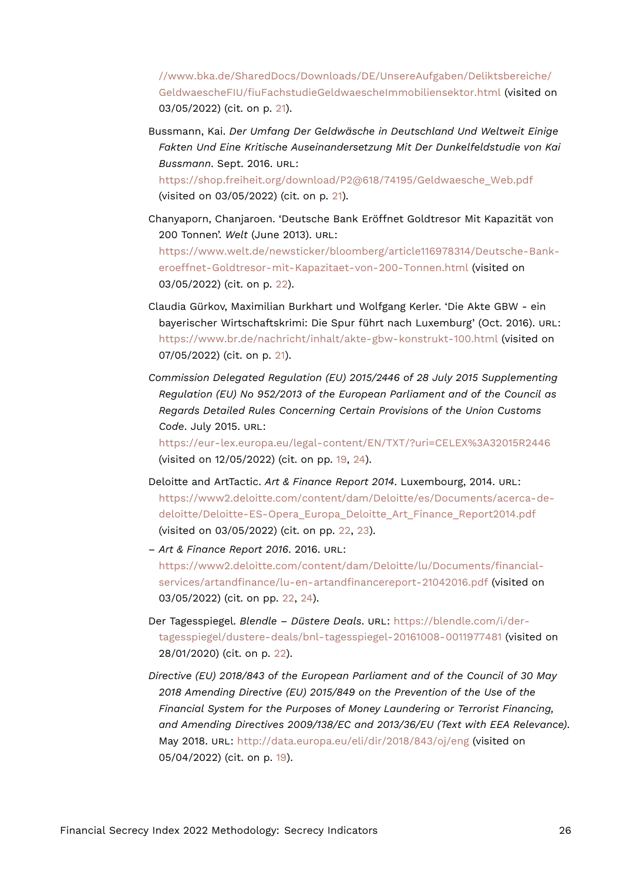//www.bka.de/SharedDocs/Downloads/DE/UnsereAufgaben/Deliktsbereiche/GeldwaescheFIU/fiuFachstudieGeldwaescheImmobiliensektor.html (visited on 03/05/2022) (cit. on p. 21).

Bussmann, Kai. *Der Umfang Der Geldwäsche in Deutschland Und Weltweit Einige Fakten Und Eine Kritische Auseinandersetzung Mit Der Dunkelfeldstudie von Kai Bussmann*. Sept. 2016. URL: https://shop.freiheit.org/download/P2@618/74195/Geldwaesche_Web.pdf (visited on 03/05/2022) (cit. on p. 21).

Chanyaporn, Chanjaroen. 'Deutsche Bank Eröffnet Goldtresor Mit Kapazität von 200 Tonnen'. *Welt* (June 2013). URL: https://www.welt.de/newsticker/bloomberg/article116978314/Deutsche-Bank-eroeffnet-Goldtresor-mit-Kapazitaet-von-200-Tonnen.html (visited on 03/05/2022) (cit. on p. 22).

Claudia Gürkov, Maximilian Burkhart und Wolfgang Kerler. 'Die Akte GBW - ein bayerischer Wirtschaftskrimi: Die Spur führt nach Luxemburg' (Oct. 2016). URL: https://www.br.de/nachricht/inhalt/akte-gbw-konstrukt-100.html (visited on 07/05/2022) (cit. on p. 21).

*Commission Delegated Regulation (EU) 2015/2446 of 28 July 2015 Supplementing Regulation (EU) No 952/2013 of the European Parliament and of the Council as Regards Detailed Rules Concerning Certain Provisions of the Union Customs Code*. July 2015. URL: https://eur-lex.europa.eu/legal-content/EN/TXT/?uri=CELEX%3A32015R2446 (visited on 12/05/2022) (cit. on pp. 19, 24).

Deloitte and ArtTactic. *Art & Finance Report 2014*. Luxembourg, 2014. URL: https://www2.deloitte.com/content/dam/Deloitte/es/Documents/acerca-de-deloitte/Deloitte-ES-Opera_Europa_Deloitte_Art_Finance_Report2014.pdf (visited on 03/05/2022) (cit. on pp. 22, 23).

– *Art & Finance Report 2016*. 2016. URL: https://www2.deloitte.com/content/dam/Deloitte/lu/Documents/financial-services/artandfinance/lu-en-artandfinancereport-21042016.pdf (visited on 03/05/2022) (cit. on pp. 22, 24).

Der Tagesspiegel. *Blendle – Düstere Deals*. URL: https://blendle.com/i/der-tagesspiegel/dustere-deals/bnl-tagesspiegel-20161008-0011977481 (visited on 28/01/2020) (cit. on p. 22).

*Directive (EU) 2018/843 of the European Parliament and of the Council of 30 May 2018 Amending Directive (EU) 2015/849 on the Prevention of the Use of the Financial System for the Purposes of Money Laundering or Terrorist Financing, and Amending Directives 2009/138/EC and 2013/36/EU (Text with EEA Relevance)*. May 2018. URL: http://data.europa.eu/eli/dir/2018/843/oj/eng (visited on 05/04/2022) (cit. on p. 19).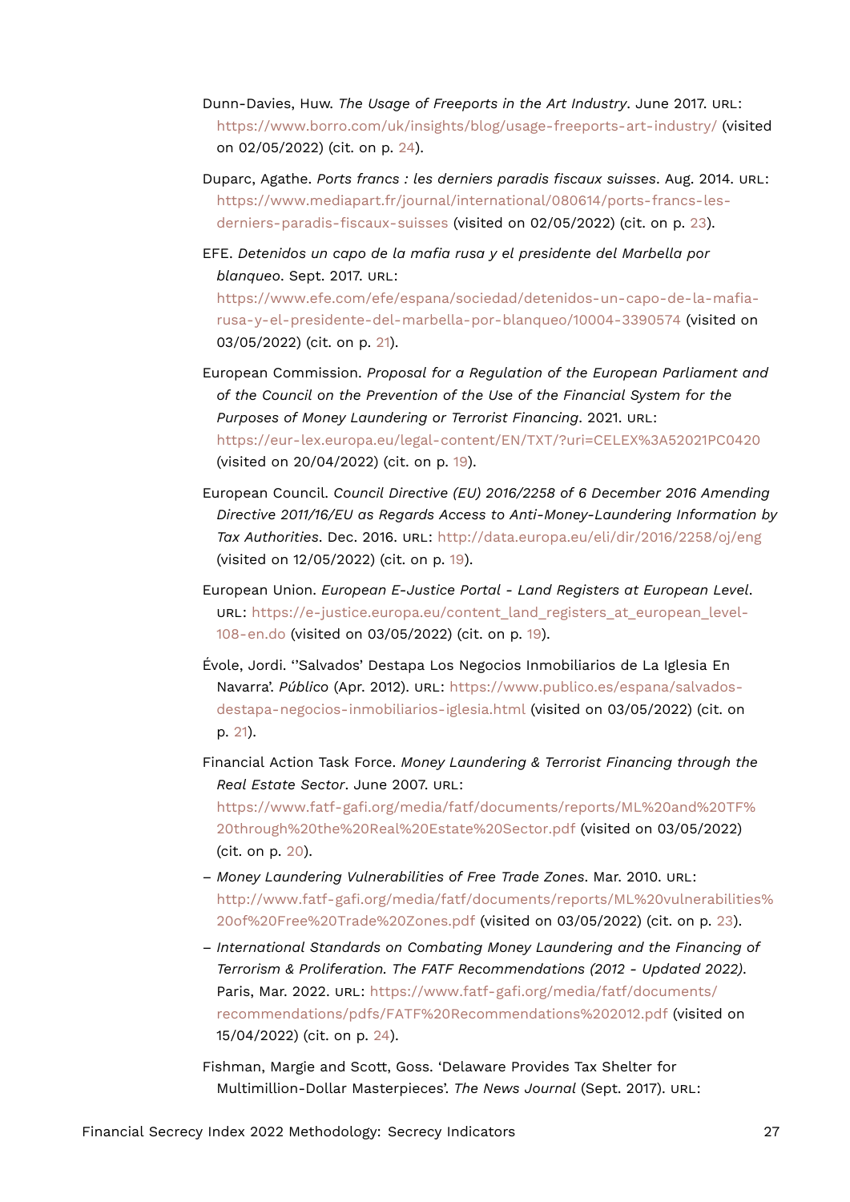Dunn-Davies, Huw. *The Usage of Freeports in the Art Industry*. June 2017. URL: https://www.borro.com/uk/insights/blog/usage-freeports-art-industry/ (visited on 02/05/2022) (cit. on p. 24).

Duparc, Agathe. *Ports francs : les derniers paradis fiscaux suisses*. Aug. 2014. URL: https://www.mediapart.fr/journal/international/080614/ports-francs-les-derniers-paradis-fiscaux-suisses (visited on 02/05/2022) (cit. on p. 23).

EFE. *Detenidos un capo de la mafia rusa y el presidente del Marbella por blanqueo*. Sept. 2017. URL: https://www.efe.com/efe/espana/sociedad/detenidos-un-capo-de-la-mafia-rusa-y-el-presidente-del-marbella-por-blanqueo/10004-3390574 (visited on 03/05/2022) (cit. on p. 21).

European Commission. *Proposal for a Regulation of the European Parliament and of the Council on the Prevention of the Use of the Financial System for the Purposes of Money Laundering or Terrorist Financing*. 2021. URL: https://eur-lex.europa.eu/legal-content/EN/TXT/?uri=CELEX%3A52021PC0420 (visited on 20/04/2022) (cit. on p. 19).

European Council. *Council Directive (EU) 2016/2258 of 6 December 2016 Amending Directive 2011/16/EU as Regards Access to Anti-Money-Laundering Information by Tax Authorities*. Dec. 2016. URL: http://data.europa.eu/eli/dir/2016/2258/oj/eng (visited on 12/05/2022) (cit. on p. 19).

European Union. *European E-Justice Portal - Land Registers at European Level*. URL: https://e-justice.europa.eu/content_land_registers_at_european_level-108-en.do (visited on 03/05/2022) (cit. on p. 19).

Évole, Jordi. ''Salvados' Destapa Los Negocios Inmobiliarios de La Iglesia En Navarra'. *Público* (Apr. 2012). URL: https://www.publico.es/espana/salvados-destapa-negocios-inmobiliarios-iglesia.html (visited on 03/05/2022) (cit. on p. 21).

Financial Action Task Force. *Money Laundering & Terrorist Financing through the Real Estate Sector*. June 2007. URL: https://www.fatf-gafi.org/media/fatf/documents/reports/ML%20and%20TF%20through%20the%20Real%20Estate%20Sector.pdf (visited on 03/05/2022) (cit. on p. 20).

– *Money Laundering Vulnerabilities of Free Trade Zones*. Mar. 2010. URL: http://www.fatf-gafi.org/media/fatf/documents/reports/ML%20vulnerabilities%20of%20Free%20Trade%20Zones.pdf (visited on 03/05/2022) (cit. on p. 23).

– *International Standards on Combating Money Laundering and the Financing of Terrorism & Proliferation. The FATF Recommendations (2012 - Updated 2022)*. Paris, Mar. 2022. URL: https://www.fatf-gafi.org/media/fatf/documents/recommendations/pdfs/FATF%20Recommendations%202012.pdf (visited on 15/04/2022) (cit. on p. 24).

Fishman, Margie and Scott, Goss. 'Delaware Provides Tax Shelter for Multimillion-Dollar Masterpieces'. *The News Journal* (Sept. 2017). URL: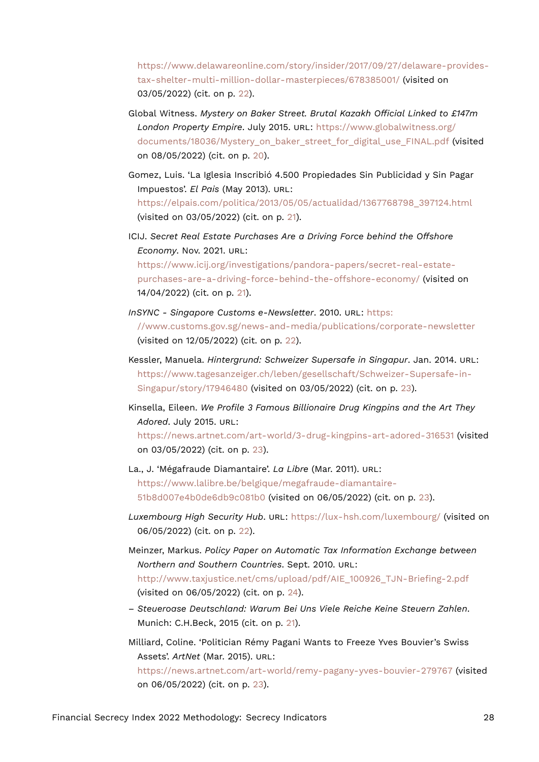https://www.delawareonline.com/story/insider/2017/09/27/delaware-provides-tax-shelter-multi-million-dollar-masterpieces/678385001/ (visited on 03/05/2022) (cit. on p. 22).

Global Witness. *Mystery on Baker Street. Brutal Kazakh Official Linked to £147m London Property Empire*. July 2015. URL: https://www.globalwitness.org/documents/18036/Mystery_on_baker_street_for_digital_use_FINAL.pdf (visited on 08/05/2022) (cit. on p. 20).

Gomez, Luis. 'La Iglesia Inscribió 4.500 Propiedades Sin Publicidad y Sin Pagar Impuestos'. *El Pais* (May 2013). URL: https://elpais.com/politica/2013/05/05/actualidad/1367768798_397124.html (visited on 03/05/2022) (cit. on p. 21).

ICIJ. *Secret Real Estate Purchases Are a Driving Force behind the Offshore Economy*. Nov. 2021. URL: https://www.icij.org/investigations/pandora-papers/secret-real-estate-purchases-are-a-driving-force-behind-the-offshore-economy/ (visited on 14/04/2022) (cit. on p. 21).

*InSYNC - Singapore Customs e-Newsletter*. 2010. URL: https://www.customs.gov.sg/news-and-media/publications/corporate-newsletter (visited on 12/05/2022) (cit. on p. 22).

Kessler, Manuela. *Hintergrund: Schweizer Supersafe in Singapur*. Jan. 2014. URL: https://www.tagesanzeiger.ch/leben/gesellschaft/Schweizer-Supersafe-in-Singapur/story/17946480 (visited on 03/05/2022) (cit. on p. 23).

Kinsella, Eileen. *We Profile 3 Famous Billionaire Drug Kingpins and the Art They Adored*. July 2015. URL: https://news.artnet.com/art-world/3-drug-kingpins-art-adored-316531 (visited on 03/05/2022) (cit. on p. 23).

La., J. 'Mégafraude Diamantaire'. *La Libre* (Mar. 2011). URL: https://www.lalibre.be/belgique/megafraude-diamantaire-51b8d007e4b0de6db9c081b0 (visited on 06/05/2022) (cit. on p. 23).

*Luxembourg High Security Hub*. URL: https://lux-hsh.com/luxembourg/ (visited on 06/05/2022) (cit. on p. 22).

Meinzer, Markus. *Policy Paper on Automatic Tax Information Exchange between Northern and Southern Countries*. Sept. 2010. URL: http://www.taxjustice.net/cms/upload/pdf/AIE_100926_TJN-Briefing-2.pdf (visited on 06/05/2022) (cit. on p. 24).

– *Steueroase Deutschland: Warum Bei Uns Viele Reiche Keine Steuern Zahlen*. Munich: C.H.Beck, 2015 (cit. on p. 21).

Milliard, Coline. 'Politician Rémy Pagani Wants to Freeze Yves Bouvier's Swiss Assets'. *ArtNet* (Mar. 2015). URL: https://news.artnet.com/art-world/remy-pagany-yves-bouvier-279767 (visited on 06/05/2022) (cit. on p. 23).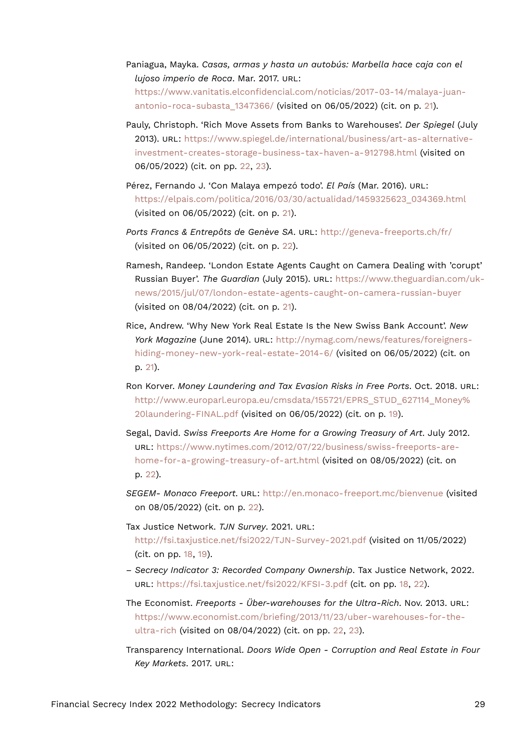Paniagua, Mayka. *Casas, armas y hasta un autobús: Marbella hace caja con el lujoso imperio de Roca*. Mar. 2017. URL: https://www.vanitatis.elconfidencial.com/noticias/2017-03-14/malaya-juan-antonio-roca-subasta_1347366/ (visited on 06/05/2022) (cit. on p. 21).

Pauly, Christoph. 'Rich Move Assets from Banks to Warehouses'. *Der Spiegel* (July 2013). URL: https://www.spiegel.de/international/business/art-as-alternative-investment-creates-storage-business-tax-haven-a-912798.html (visited on 06/05/2022) (cit. on pp. 22, 23).

Pérez, Fernando J. 'Con Malaya empezó todo'. *El País* (Mar. 2016). URL: https://elpais.com/politica/2016/03/30/actualidad/1459325623_034369.html (visited on 06/05/2022) (cit. on p. 21).

*Ports Francs & Entrepôts de Genève SA*. URL: http://geneva-freeports.ch/fr/ (visited on 06/05/2022) (cit. on p. 22).

Ramesh, Randeep. 'London Estate Agents Caught on Camera Dealing with 'corupt' Russian Buyer'. *The Guardian* (July 2015). URL: https://www.theguardian.com/uk-news/2015/jul/07/london-estate-agents-caught-on-camera-russian-buyer (visited on 08/04/2022) (cit. on p. 21).

Rice, Andrew. 'Why New York Real Estate Is the New Swiss Bank Account'. *New York Magazine* (June 2014). URL: http://nymag.com/news/features/foreigners-hiding-money-new-york-real-estate-2014-6/ (visited on 06/05/2022) (cit. on p. 21).

Ron Korver. *Money Laundering and Tax Evasion Risks in Free Ports*. Oct. 2018. URL: http://www.europarl.europa.eu/cmsdata/155721/EPRS_STUD_627114_Money%20laundering-FINAL.pdf (visited on 06/05/2022) (cit. on p. 19).

Segal, David. *Swiss Freeports Are Home for a Growing Treasury of Art*. July 2012. URL: https://www.nytimes.com/2012/07/22/business/swiss-freeports-are-home-for-a-growing-treasury-of-art.html (visited on 08/05/2022) (cit. on p. 22).

*SEGEM- Monaco Freeport*. URL: http://en.monaco-freeport.mc/bienvenue (visited on 08/05/2022) (cit. on p. 22).

Tax Justice Network. *TJN Survey*. 2021. URL: http://fsi.taxjustice.net/fsi2022/TJN-Survey-2021.pdf (visited on 11/05/2022) (cit. on pp. 18, 19).

– *Secrecy Indicator 3: Recorded Company Ownership*. Tax Justice Network, 2022. URL: https://fsi.taxjustice.net/fsi2022/KFSI-3.pdf (cit. on pp. 18, 22).

The Economist. *Freeports - Über-warehouses for the Ultra-Rich*. Nov. 2013. URL: https://www.economist.com/briefing/2013/11/23/uber-warehouses-for-the-ultra-rich (visited on 08/04/2022) (cit. on pp. 22, 23).

Transparency International. *Doors Wide Open - Corruption and Real Estate in Four Key Markets*. 2017. URL: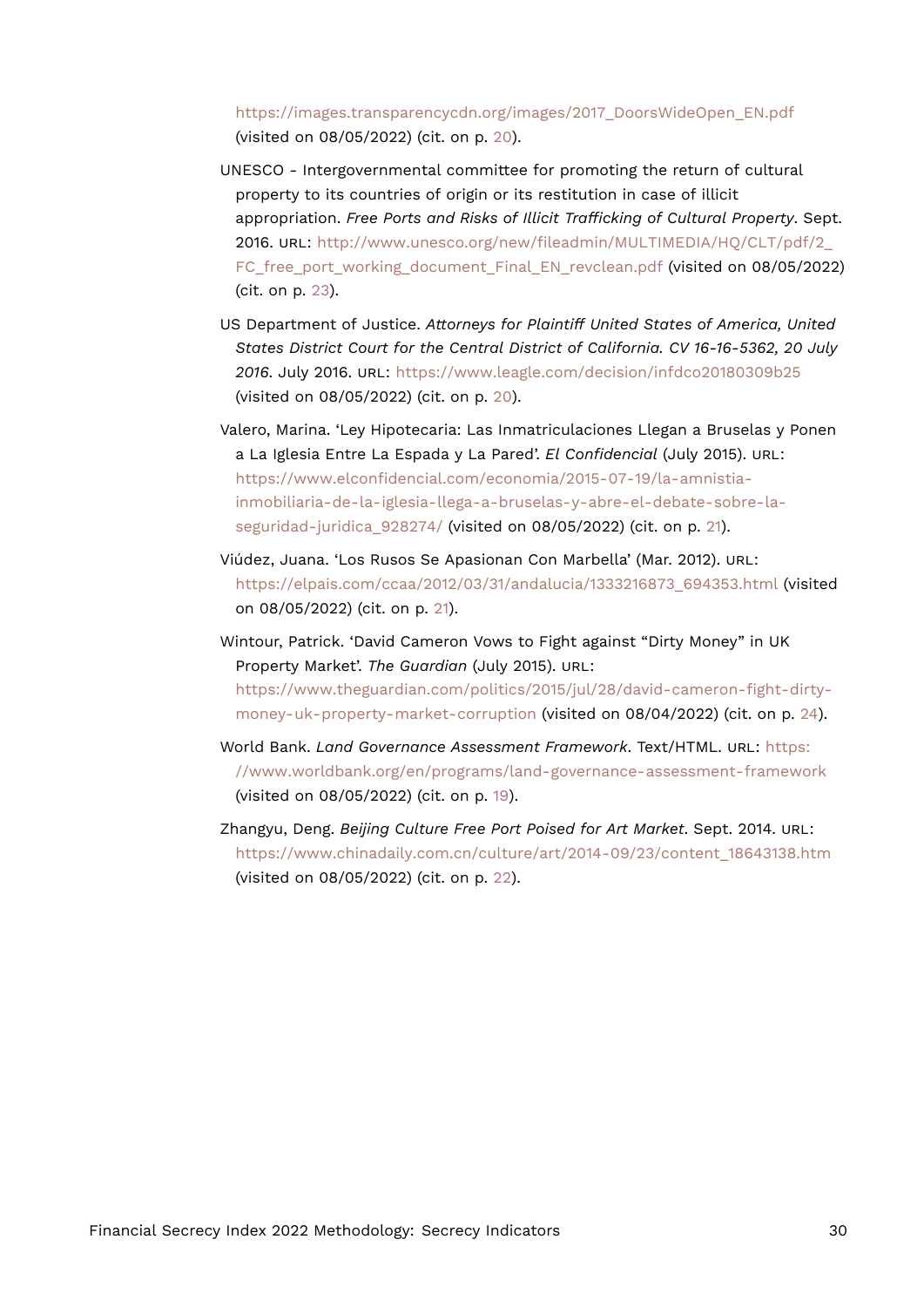https://images.transparencycdn.org/images/2017_DoorsWideOpen_EN.pdf (visited on 08/05/2022) (cit. on p. 20).

UNESCO - Intergovernmental committee for promoting the return of cultural property to its countries of origin or its restitution in case of illicit appropriation. *Free Ports and Risks of Illicit Trafficking of Cultural Property*. Sept. 2016. URL: http://www.unesco.org/new/fileadmin/MULTIMEDIA/HQ/CLT/pdf/2_FC_free_port_working_document_Final_EN_revclean.pdf (visited on 08/05/2022) (cit. on p. 23).

US Department of Justice. *Attorneys for Plaintiff United States of America, United States District Court for the Central District of California. CV 16-16-5362, 20 July 2016*. July 2016. URL: https://www.leagle.com/decision/infdco20180309b25 (visited on 08/05/2022) (cit. on p. 20).

Valero, Marina. 'Ley Hipotecaria: Las Inmatriculaciones Llegan a Bruselas y Ponen a La Iglesia Entre La Espada y La Pared'. *El Confidencial* (July 2015). URL: https://www.elconfidencial.com/economia/2015-07-19/la-amnistia-inmobiliaria-de-la-iglesia-llega-a-bruselas-y-abre-el-debate-sobre-la-seguridad-juridica_928274/ (visited on 08/05/2022) (cit. on p. 21).

Viúdez, Juana. 'Los Rusos Se Apasionan Con Marbella' (Mar. 2012). URL: https://elpais.com/ccaa/2012/03/31/andalucia/1333216873_694353.html (visited on 08/05/2022) (cit. on p. 21).

Wintour, Patrick. 'David Cameron Vows to Fight against "Dirty Money" in UK Property Market'. *The Guardian* (July 2015). URL: https://www.theguardian.com/politics/2015/jul/28/david-cameron-fight-dirty-money-uk-property-market-corruption (visited on 08/04/2022) (cit. on p. 24).

World Bank. *Land Governance Assessment Framework*. Text/HTML. URL: https://www.worldbank.org/en/programs/land-governance-assessment-framework (visited on 08/05/2022) (cit. on p. 19).

Zhangyu, Deng. *Beijing Culture Free Port Poised for Art Market*. Sept. 2014. URL: https://www.chinadaily.com.cn/culture/art/2014-09/23/content_18643138.htm (visited on 08/05/2022) (cit. on p. 22).